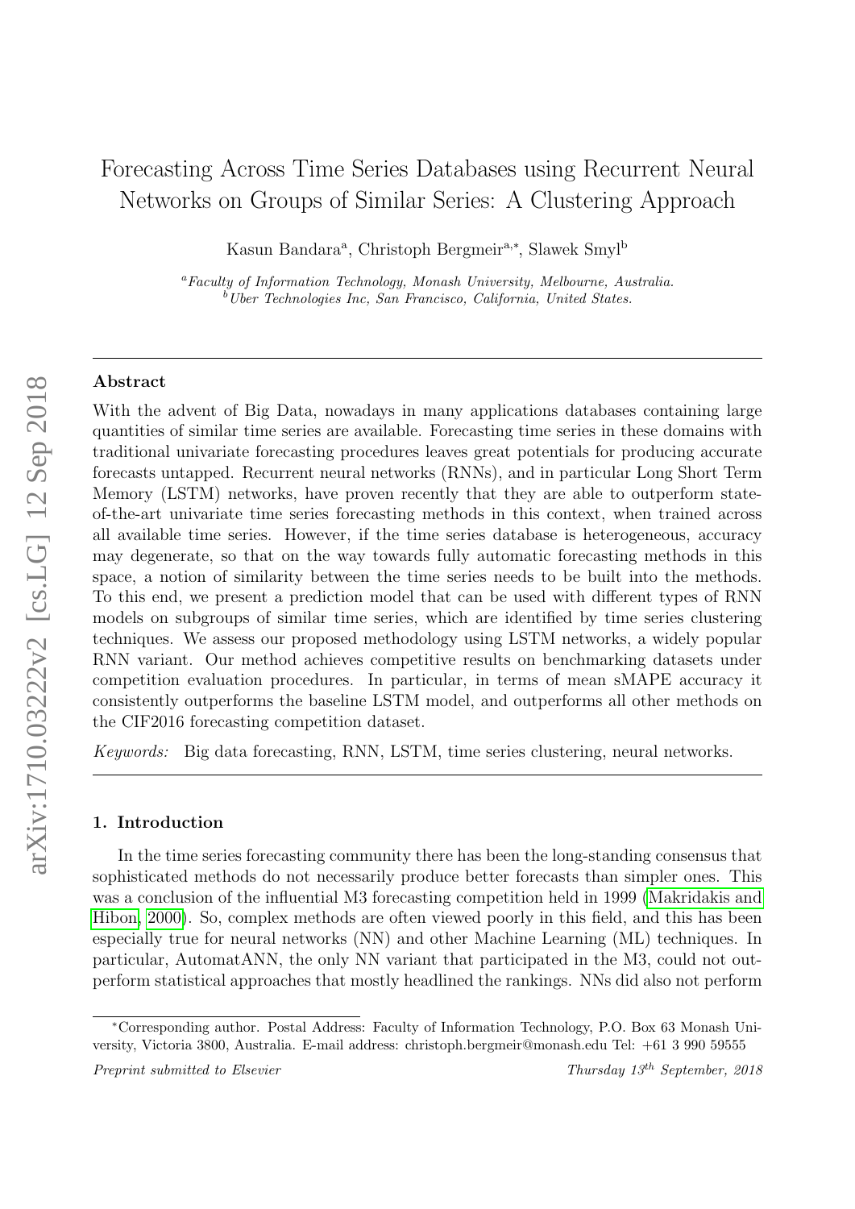# Forecasting Across Time Series Databases using Recurrent Neural Networks on Groups of Similar Series: A Clustering Approach

Kasun Bandara[a], Christoph Bergmeir[a,*], Slawek Smyl[b]

[a]*Faculty of Information Technology, Monash University, Melbourne, Australia.*
[b]*Uber Technologies Inc, San Francisco, California, United States.*

## Abstract

With the advent of Big Data, nowadays in many applications databases containing large quantities of similar time series are available. Forecasting time series in these domains with traditional univariate forecasting procedures leaves great potentials for producing accurate forecasts untapped. Recurrent neural networks (RNNs), and in particular Long Short Term Memory (LSTM) networks, have proven recently that they are able to outperform state-of-the-art univariate time series forecasting methods in this context, when trained across all available time series. However, if the time series database is heterogeneous, accuracy may degenerate, so that on the way towards fully automatic forecasting methods in this space, a notion of similarity between the time series needs to be built into the methods. To this end, we present a prediction model that can be used with different types of RNN models on subgroups of similar time series, which are identified by time series clustering techniques. We assess our proposed methodology using LSTM networks, a widely popular RNN variant. Our method achieves competitive results on benchmarking datasets under competition evaluation procedures. In particular, in terms of mean sMAPE accuracy it consistently outperforms the baseline LSTM model, and outperforms all other methods on the CIF2016 forecasting competition dataset.

*Keywords:* Big data forecasting, RNN, LSTM, time series clustering, neural networks.

## 1. Introduction

In the time series forecasting community there has been the long-standing consensus that sophisticated methods do not necessarily produce better forecasts than simpler ones. This was a conclusion of the influential M3 forecasting competition held in 1999 (Makridakis and Hibon, 2000). So, complex methods are often viewed poorly in this field, and this has been especially true for neural networks (NN) and other Machine Learning (ML) techniques. In particular, AutomatANN, the only NN variant that participated in the M3, could not outperform statistical approaches that mostly headlined the rankings. NNs did also not perform

---

*Corresponding author. Postal Address: Faculty of Information Technology, P.O. Box 63 Monash University, Victoria 3800, Australia. E-mail address: christoph.bergmeir@monash.edu Tel: +61 3 990 59555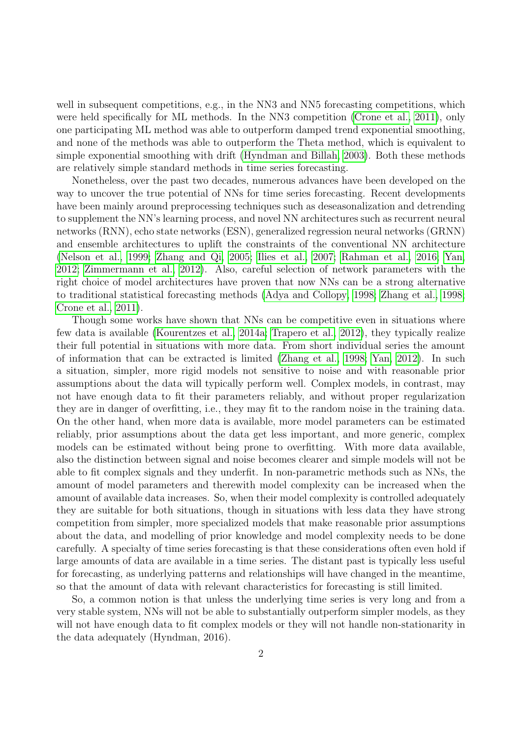well in subsequent competitions, e.g., in the NN3 and NN5 forecasting competitions, which were held specifically for ML methods. In the NN3 competition (Crone et al., 2011), only one participating ML method was able to outperform damped trend exponential smoothing, and none of the methods was able to outperform the Theta method, which is equivalent to simple exponential smoothing with drift (Hyndman and Billah, 2003). Both these methods are relatively simple standard methods in time series forecasting.

Nonetheless, over the past two decades, numerous advances have been developed on the way to uncover the true potential of NNs for time series forecasting. Recent developments have been mainly around preprocessing techniques such as deseasonalization and detrending to supplement the NN's learning process, and novel NN architectures such as recurrent neural networks (RNN), echo state networks (ESN), generalized regression neural networks (GRNN) and ensemble architectures to uplift the constraints of the conventional NN architecture (Nelson et al., 1999; Zhang and Qi, 2005; Ilies et al., 2007; Rahman et al., 2016; Yan, 2012; Zimmermann et al., 2012). Also, careful selection of network parameters with the right choice of model architectures have proven that now NNs can be a strong alternative to traditional statistical forecasting methods (Adya and Collopy, 1998; Zhang et al., 1998; Crone et al., 2011).

Though some works have shown that NNs can be competitive even in situations where few data is available (Kourentzes et al., 2014a; Trapero et al., 2012), they typically realize their full potential in situations with more data. From short individual series the amount of information that can be extracted is limited (Zhang et al., 1998; Yan, 2012). In such a situation, simpler, more rigid models not sensitive to noise and with reasonable prior assumptions about the data will typically perform well. Complex models, in contrast, may not have enough data to fit their parameters reliably, and without proper regularization they are in danger of overfitting, i.e., they may fit to the random noise in the training data. On the other hand, when more data is available, more model parameters can be estimated reliably, prior assumptions about the data get less important, and more generic, complex models can be estimated without being prone to overfitting. With more data available, also the distinction between signal and noise becomes clearer and simple models will not be able to fit complex signals and they underfit. In non-parametric methods such as NNs, the amount of model parameters and therewith model complexity can be increased when the amount of available data increases. So, when their model complexity is controlled adequately they are suitable for both situations, though in situations with less data they have strong competition from simpler, more specialized models that make reasonable prior assumptions about the data, and modelling of prior knowledge and model complexity needs to be done carefully. A specialty of time series forecasting is that these considerations often even hold if large amounts of data are available in a time series. The distant past is typically less useful for forecasting, as underlying patterns and relationships will have changed in the meantime, so that the amount of data with relevant characteristics for forecasting is still limited.

So, a common notion is that unless the underlying time series is very long and from a very stable system, NNs will not be able to substantially outperform simpler models, as they will not have enough data to fit complex models or they will not handle non-stationarity in the data adequately (Hyndman, 2016).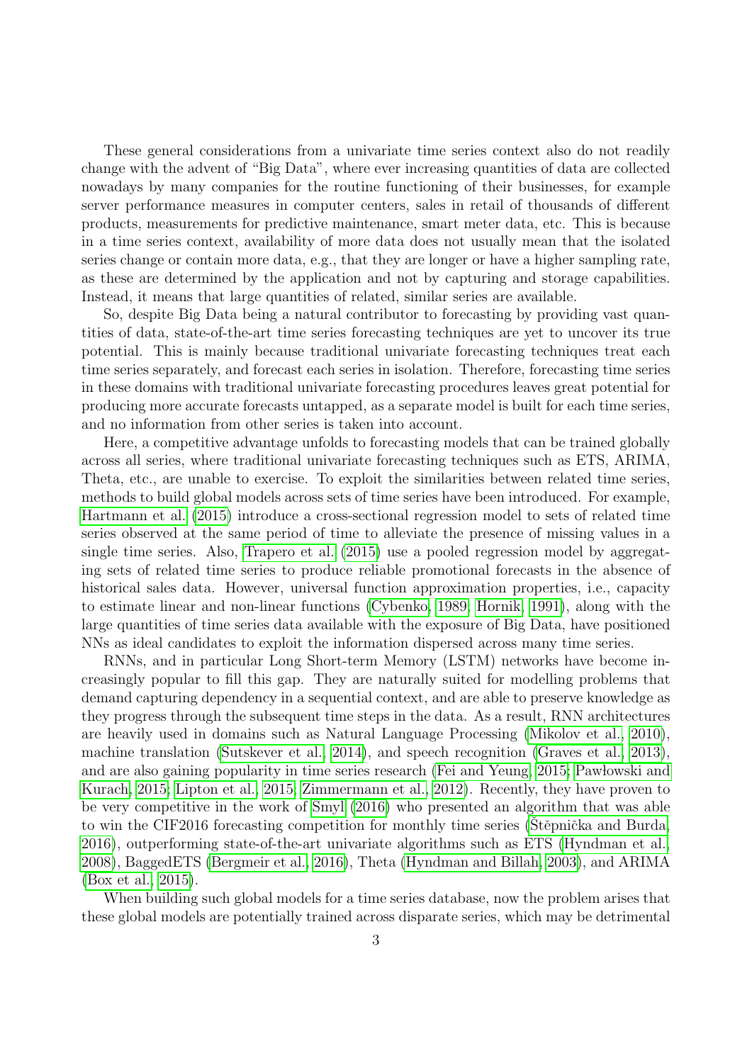These general considerations from a univariate time series context also do not readily change with the advent of "Big Data", where ever increasing quantities of data are collected nowadays by many companies for the routine functioning of their businesses, for example server performance measures in computer centers, sales in retail of thousands of different products, measurements for predictive maintenance, smart meter data, etc. This is because in a time series context, availability of more data does not usually mean that the isolated series change or contain more data, e.g., that they are longer or have a higher sampling rate, as these are determined by the application and not by capturing and storage capabilities. Instead, it means that large quantities of related, similar series are available.

So, despite Big Data being a natural contributor to forecasting by providing vast quantities of data, state-of-the-art time series forecasting techniques are yet to uncover its true potential. This is mainly because traditional univariate forecasting techniques treat each time series separately, and forecast each series in isolation. Therefore, forecasting time series in these domains with traditional univariate forecasting procedures leaves great potential for producing more accurate forecasts untapped, as a separate model is built for each time series, and no information from other series is taken into account.

Here, a competitive advantage unfolds to forecasting models that can be trained globally across all series, where traditional univariate forecasting techniques such as ETS, ARIMA, Theta, etc., are unable to exercise. To exploit the similarities between related time series, methods to build global models across sets of time series have been introduced. For example, Hartmann et al. (2015) introduce a cross-sectional regression model to sets of related time series observed at the same period of time to alleviate the presence of missing values in a single time series. Also, Trapero et al. (2015) use a pooled regression model by aggregating sets of related time series to produce reliable promotional forecasts in the absence of historical sales data. However, universal function approximation properties, i.e., capacity to estimate linear and non-linear functions (Cybenko, 1989; Hornik, 1991), along with the large quantities of time series data available with the exposure of Big Data, have positioned NNs as ideal candidates to exploit the information dispersed across many time series.

RNNs, and in particular Long Short-term Memory (LSTM) networks have become increasingly popular to fill this gap. They are naturally suited for modelling problems that demand capturing dependency in a sequential context, and are able to preserve knowledge as they progress through the subsequent time steps in the data. As a result, RNN architectures are heavily used in domains such as Natural Language Processing (Mikolov et al., 2010), machine translation (Sutskever et al., 2014), and speech recognition (Graves et al., 2013), and are also gaining popularity in time series research (Fei and Yeung, 2015; Pawłowski and Kurach, 2015; Lipton et al., 2015; Zimmermann et al., 2012). Recently, they have proven to be very competitive in the work of Smyl (2016) who presented an algorithm that was able to win the CIF2016 forecasting competition for monthly time series (Štěpnička and Burda, 2016), outperforming state-of-the-art univariate algorithms such as ETS (Hyndman et al., 2008), BaggedETS (Bergmeir et al., 2016), Theta (Hyndman and Billah, 2003), and ARIMA (Box et al., 2015).

When building such global models for a time series database, now the problem arises that these global models are potentially trained across disparate series, which may be detrimental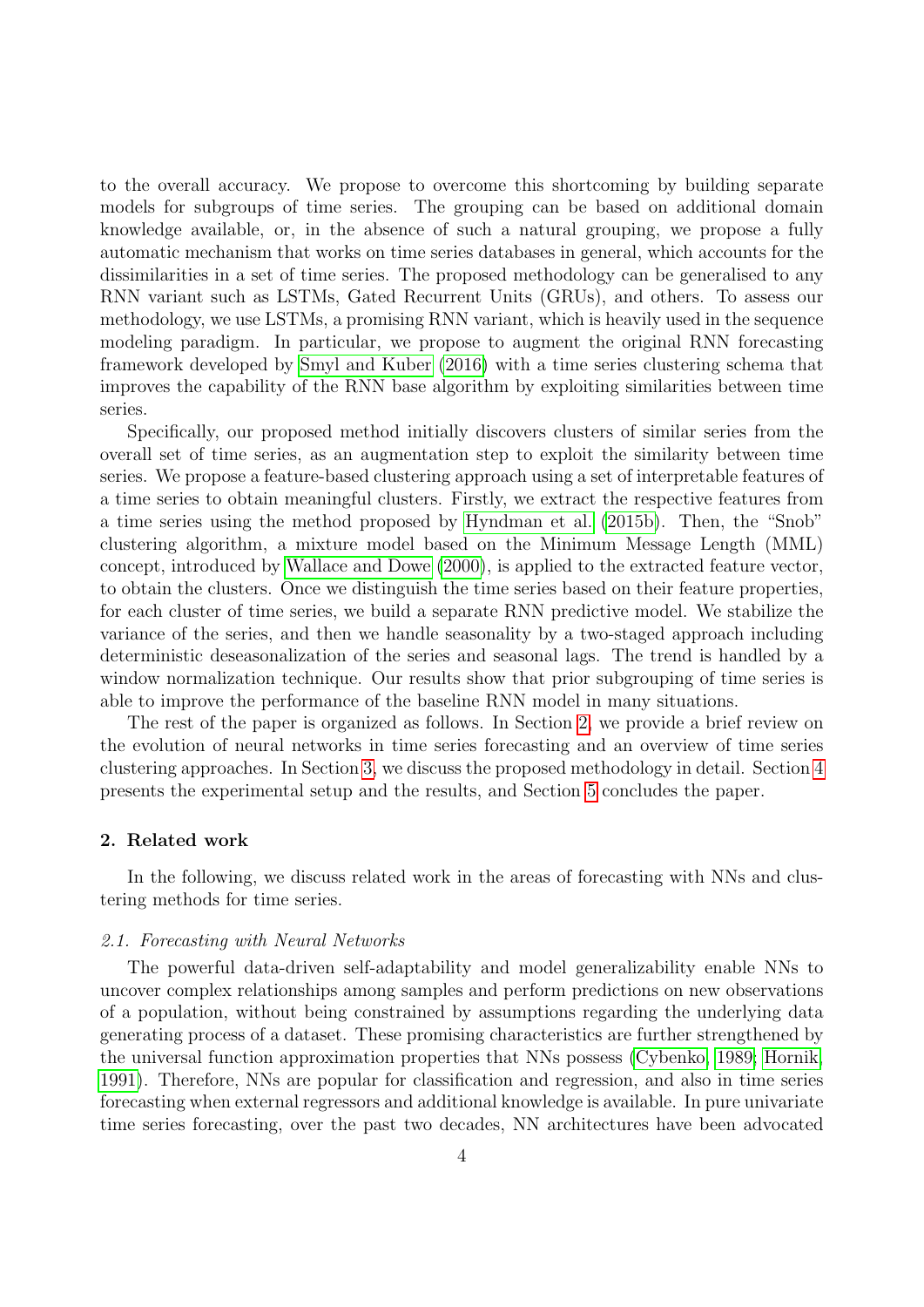to the overall accuracy. We propose to overcome this shortcoming by building separate models for subgroups of time series. The grouping can be based on additional domain knowledge available, or, in the absence of such a natural grouping, we propose a fully automatic mechanism that works on time series databases in general, which accounts for the dissimilarities in a set of time series. The proposed methodology can be generalised to any RNN variant such as LSTMs, Gated Recurrent Units (GRUs), and others. To assess our methodology, we use LSTMs, a promising RNN variant, which is heavily used in the sequence modeling paradigm. In particular, we propose to augment the original RNN forecasting framework developed by Smyl and Kuber (2016) with a time series clustering schema that improves the capability of the RNN base algorithm by exploiting similarities between time series.

Specifically, our proposed method initially discovers clusters of similar series from the overall set of time series, as an augmentation step to exploit the similarity between time series. We propose a feature-based clustering approach using a set of interpretable features of a time series to obtain meaningful clusters. Firstly, we extract the respective features from a time series using the method proposed by Hyndman et al. (2015b). Then, the "Snob" clustering algorithm, a mixture model based on the Minimum Message Length (MML) concept, introduced by Wallace and Dowe (2000), is applied to the extracted feature vector, to obtain the clusters. Once we distinguish the time series based on their feature properties, for each cluster of time series, we build a separate RNN predictive model. We stabilize the variance of the series, and then we handle seasonality by a two-staged approach including deterministic deseasonalization of the series and seasonal lags. The trend is handled by a window normalization technique. Our results show that prior subgrouping of time series is able to improve the performance of the baseline RNN model in many situations.

The rest of the paper is organized as follows. In Section 2, we provide a brief review on the evolution of neural networks in time series forecasting and an overview of time series clustering approaches. In Section 3, we discuss the proposed methodology in detail. Section 4 presents the experimental setup and the results, and Section 5 concludes the paper.

## 2. Related work

In the following, we discuss related work in the areas of forecasting with NNs and clustering methods for time series.

### *2.1. Forecasting with Neural Networks*

The powerful data-driven self-adaptability and model generalizability enable NNs to uncover complex relationships among samples and perform predictions on new observations of a population, without being constrained by assumptions regarding the underlying data generating process of a dataset. These promising characteristics are further strengthened by the universal function approximation properties that NNs possess (Cybenko, 1989; Hornik, 1991). Therefore, NNs are popular for classification and regression, and also in time series forecasting when external regressors and additional knowledge is available. In pure univariate time series forecasting, over the past two decades, NN architectures have been advocated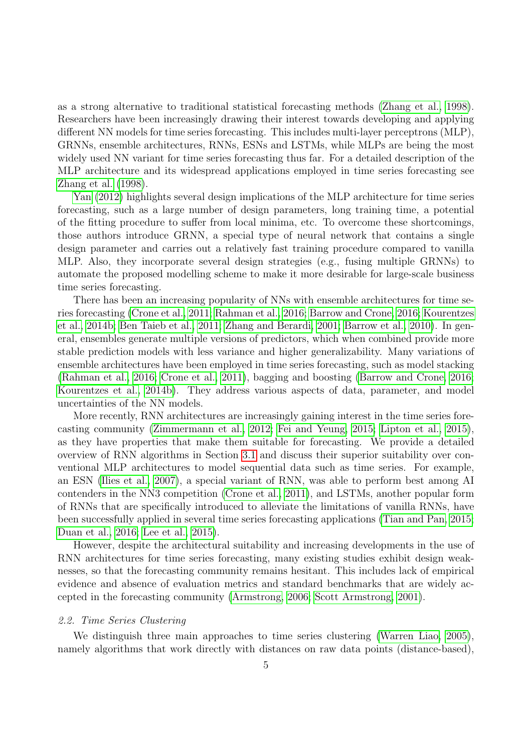as a strong alternative to traditional statistical forecasting methods (Zhang et al., 1998). Researchers have been increasingly drawing their interest towards developing and applying different NN models for time series forecasting. This includes multi-layer perceptrons (MLP), GRNNs, ensemble architectures, RNNs, ESNs and LSTMs, while MLPs are being the most widely used NN variant for time series forecasting thus far. For a detailed description of the MLP architecture and its widespread applications employed in time series forecasting see Zhang et al. (1998).

Yan (2012) highlights several design implications of the MLP architecture for time series forecasting, such as a large number of design parameters, long training time, a potential of the fitting procedure to suffer from local minima, etc. To overcome these shortcomings, those authors introduce GRNN, a special type of neural network that contains a single design parameter and carries out a relatively fast training procedure compared to vanilla MLP. Also, they incorporate several design strategies (e.g., fusing multiple GRNNs) to automate the proposed modelling scheme to make it more desirable for large-scale business time series forecasting.

There has been an increasing popularity of NNs with ensemble architectures for time series forecasting (Crone et al., 2011; Rahman et al., 2016; Barrow and Crone, 2016; Kourentzes et al., 2014b; Ben Taieb et al., 2011; Zhang and Berardi, 2001; Barrow et al., 2010). In general, ensembles generate multiple versions of predictors, which when combined provide more stable prediction models with less variance and higher generalizability. Many variations of ensemble architectures have been employed in time series forecasting, such as model stacking (Rahman et al., 2016; Crone et al., 2011), bagging and boosting (Barrow and Crone, 2016; Kourentzes et al., 2014b). They address various aspects of data, parameter, and model uncertainties of the NN models.

More recently, RNN architectures are increasingly gaining interest in the time series forecasting community (Zimmermann et al., 2012; Fei and Yeung, 2015; Lipton et al., 2015), as they have properties that make them suitable for forecasting. We provide a detailed overview of RNN algorithms in Section 3.1 and discuss their superior suitability over conventional MLP architectures to model sequential data such as time series. For example, an ESN (Ilies et al., 2007), a special variant of RNN, was able to perform best among AI contenders in the NN3 competition (Crone et al., 2011), and LSTMs, another popular form of RNNs that are specifically introduced to alleviate the limitations of vanilla RNNs, have been successfully applied in several time series forecasting applications (Tian and Pan, 2015; Duan et al., 2016; Lee et al., 2015).

However, despite the architectural suitability and increasing developments in the use of RNN architectures for time series forecasting, many existing studies exhibit design weaknesses, so that the forecasting community remains hesitant. This includes lack of empirical evidence and absence of evaluation metrics and standard benchmarks that are widely accepted in the forecasting community (Armstrong, 2006; Scott Armstrong, 2001).

### *2.2. Time Series Clustering*

We distinguish three main approaches to time series clustering (Warren Liao, 2005), namely algorithms that work directly with distances on raw data points (distance-based),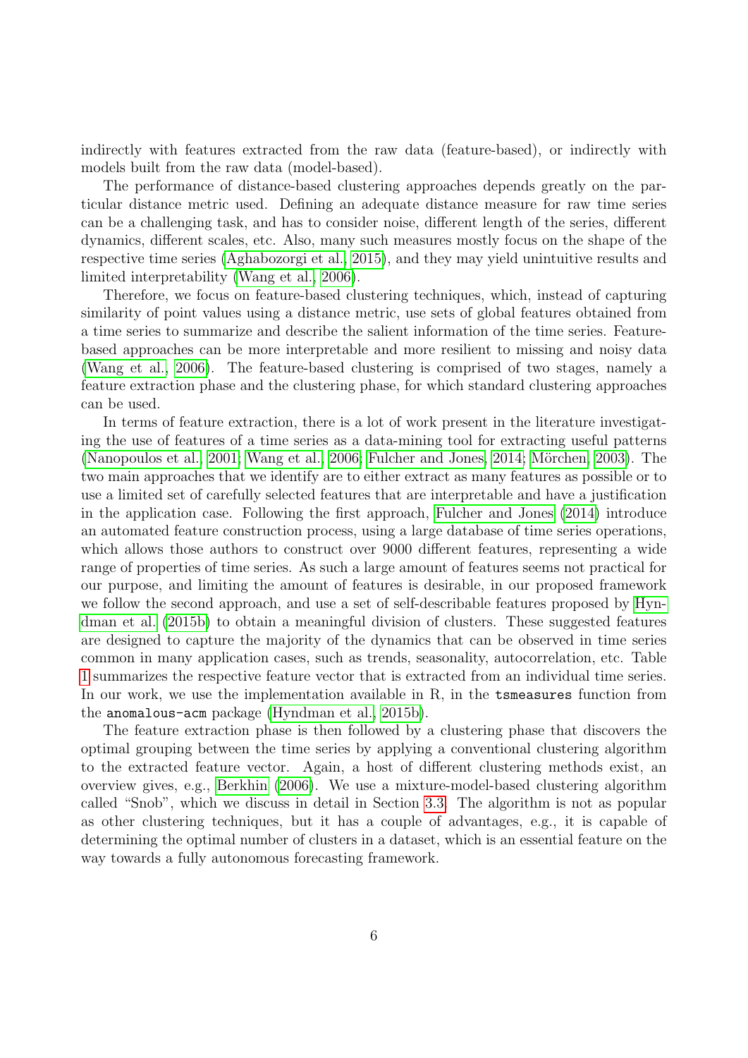indirectly with features extracted from the raw data (feature-based), or indirectly with models built from the raw data (model-based).

The performance of distance-based clustering approaches depends greatly on the particular distance metric used. Defining an adequate distance measure for raw time series can be a challenging task, and has to consider noise, different length of the series, different dynamics, different scales, etc. Also, many such measures mostly focus on the shape of the respective time series (Aghabozorgi et al., 2015), and they may yield unintuitive results and limited interpretability (Wang et al., 2006).

Therefore, we focus on feature-based clustering techniques, which, instead of capturing similarity of point values using a distance metric, use sets of global features obtained from a time series to summarize and describe the salient information of the time series. Feature-based approaches can be more interpretable and more resilient to missing and noisy data (Wang et al., 2006). The feature-based clustering is comprised of two stages, namely a feature extraction phase and the clustering phase, for which standard clustering approaches can be used.

In terms of feature extraction, there is a lot of work present in the literature investigating the use of features of a time series as a data-mining tool for extracting useful patterns (Nanopoulos et al., 2001; Wang et al., 2006; Fulcher and Jones, 2014; Mörchen, 2003). The two main approaches that we identify are to either extract as many features as possible or to use a limited set of carefully selected features that are interpretable and have a justification in the application case. Following the first approach, Fulcher and Jones (2014) introduce an automated feature construction process, using a large database of time series operations, which allows those authors to construct over 9000 different features, representing a wide range of properties of time series. As such a large amount of features seems not practical for our purpose, and limiting the amount of features is desirable, in our proposed framework we follow the second approach, and use a set of self-describable features proposed by Hyndman et al. (2015b) to obtain a meaningful division of clusters. These suggested features are designed to capture the majority of the dynamics that can be observed in time series common in many application cases, such as trends, seasonality, autocorrelation, etc. Table 1 summarizes the respective feature vector that is extracted from an individual time series. In our work, we use the implementation available in R, in the `tsmeasures` function from the `anomalous-acm` package (Hyndman et al., 2015b).

The feature extraction phase is then followed by a clustering phase that discovers the optimal grouping between the time series by applying a conventional clustering algorithm to the extracted feature vector. Again, a host of different clustering methods exist, an overview gives, e.g., Berkhin (2006). We use a mixture-model-based clustering algorithm called "Snob", which we discuss in detail in Section 3.3. The algorithm is not as popular as other clustering techniques, but it has a couple of advantages, e.g., it is capable of determining the optimal number of clusters in a dataset, which is an essential feature on the way towards a fully autonomous forecasting framework.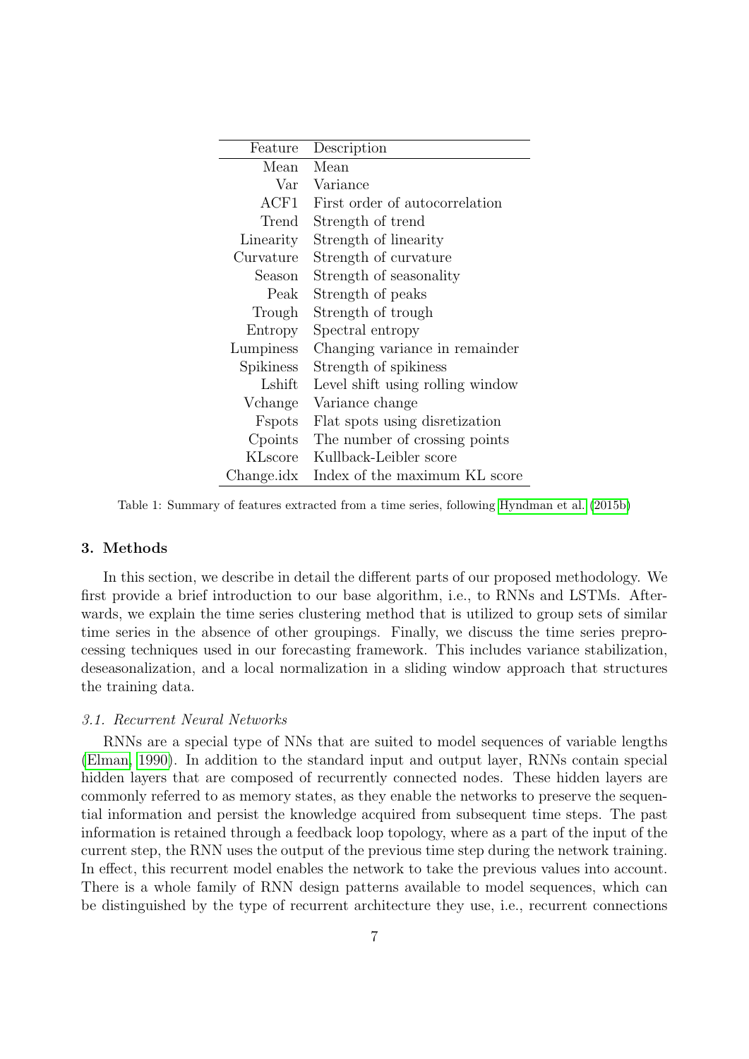| Feature | Description |
|---|---|
| Mean | Mean |
| Var | Variance |
| ACF1 | First order of autocorrelation |
| Trend | Strength of trend |
| Linearity | Strength of linearity |
| Curvature | Strength of curvature |
| Season | Strength of seasonality |
| Peak | Strength of peaks |
| Trough | Strength of trough |
| Entropy | Spectral entropy |
| Lumpiness | Changing variance in remainder |
| Spikiness | Strength of spikiness |
| Lshift | Level shift using rolling window |
| Vchange | Variance change |
| Fspots | Flat spots using disretization |
| Cpoints | The number of crossing points |
| KLscore | Kullback-Leibler score |
| Change.idx | Index of the maximum KL score |

Table 1: Summary of features extracted from a time series, following Hyndman et al. (2015b)

## 3. Methods

In this section, we describe in detail the different parts of our proposed methodology. We first provide a brief introduction to our base algorithm, i.e., to RNNs and LSTMs. Afterwards, we explain the time series clustering method that is utilized to group sets of similar time series in the absence of other groupings. Finally, we discuss the time series preprocessing techniques used in our forecasting framework. This includes variance stabilization, deseasonalization, and a local normalization in a sliding window approach that structures the training data.

### *3.1. Recurrent Neural Networks*

RNNs are a special type of NNs that are suited to model sequences of variable lengths (Elman, 1990). In addition to the standard input and output layer, RNNs contain special hidden layers that are composed of recurrently connected nodes. These hidden layers are commonly referred to as memory states, as they enable the networks to preserve the sequential information and persist the knowledge acquired from subsequent time steps. The past information is retained through a feedback loop topology, where as a part of the input of the current step, the RNN uses the output of the previous time step during the network training. In effect, this recurrent model enables the network to take the previous values into account. There is a whole family of RNN design patterns available to model sequences, which can be distinguished by the type of recurrent architecture they use, i.e., recurrent connections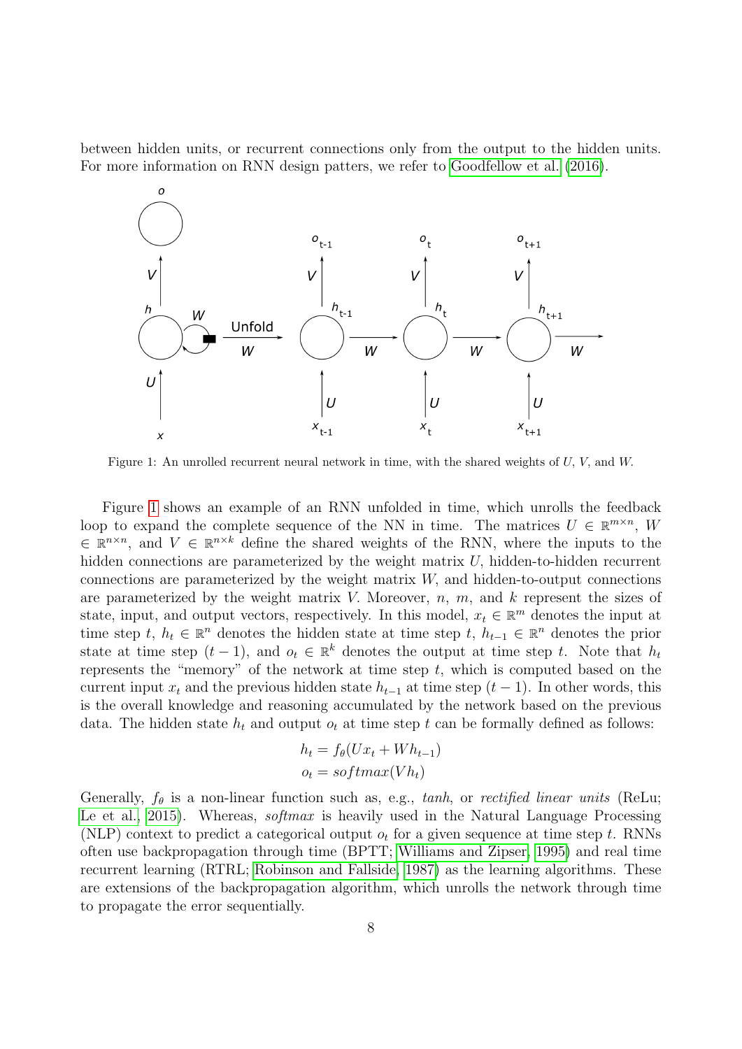between hidden units, or recurrent connections only from the output to the hidden units. For more information on RNN design patters, we refer to Goodfellow et al. (2016).

Figure 1: An unrolled recurrent neural network in time, with the shared weights of $U$, $V$, and $W$.

Figure 1 shows an example of an RNN unfolded in time, which unrolls the feedback loop to expand the complete sequence of the NN in time. The matrices $U \in \mathbb{R}^{m\times n}$, $W \in \mathbb{R}^{n\times n}$, and $V \in \mathbb{R}^{n\times k}$ define the shared weights of the RNN, where the inputs to the hidden connections are parameterized by the weight matrix $U$, hidden-to-hidden recurrent connections are parameterized by the weight matrix $W$, and hidden-to-output connections are parameterized by the weight matrix $V$. Moreover, $n$, $m$, and $k$ represent the sizes of state, input, and output vectors, respectively. In this model, $x_t \in \mathbb{R}^m$ denotes the input at time step $t$, $h_t \in \mathbb{R}^n$ denotes the hidden state at time step $t$, $h_{t-1} \in \mathbb{R}^n$ denotes the prior state at time step $(t-1)$, and $o_t \in \mathbb{R}^k$ denotes the output at time step $t$. Note that $h_t$ represents the "memory" of the network at time step $t$, which is computed based on the current input $x_t$ and the previous hidden state $h_{t-1}$ at time step $(t-1)$. In other words, this is the overall knowledge and reasoning accumulated by the network based on the previous data. The hidden state $h_t$ and output $o_t$ at time step $t$ can be formally defined as follows:

$$h_t = f_\theta(Ux_t + Wh_{t-1})$$
$$o_t = softmax(Vh_t)$$

Generally, $f_\theta$ is a non-linear function such as, e.g., *tanh*, or *rectified linear units* (ReLu; Le et al., 2015). Whereas, *softmax* is heavily used in the Natural Language Processing (NLP) context to predict a categorical output $o_t$ for a given sequence at time step $t$. RNNs often use backpropagation through time (BPTT; Williams and Zipser, 1995) and real time recurrent learning (RTRL; Robinson and Fallside, 1987) as the learning algorithms. These are extensions of the backpropagation algorithm, which unrolls the network through time to propagate the error sequentially.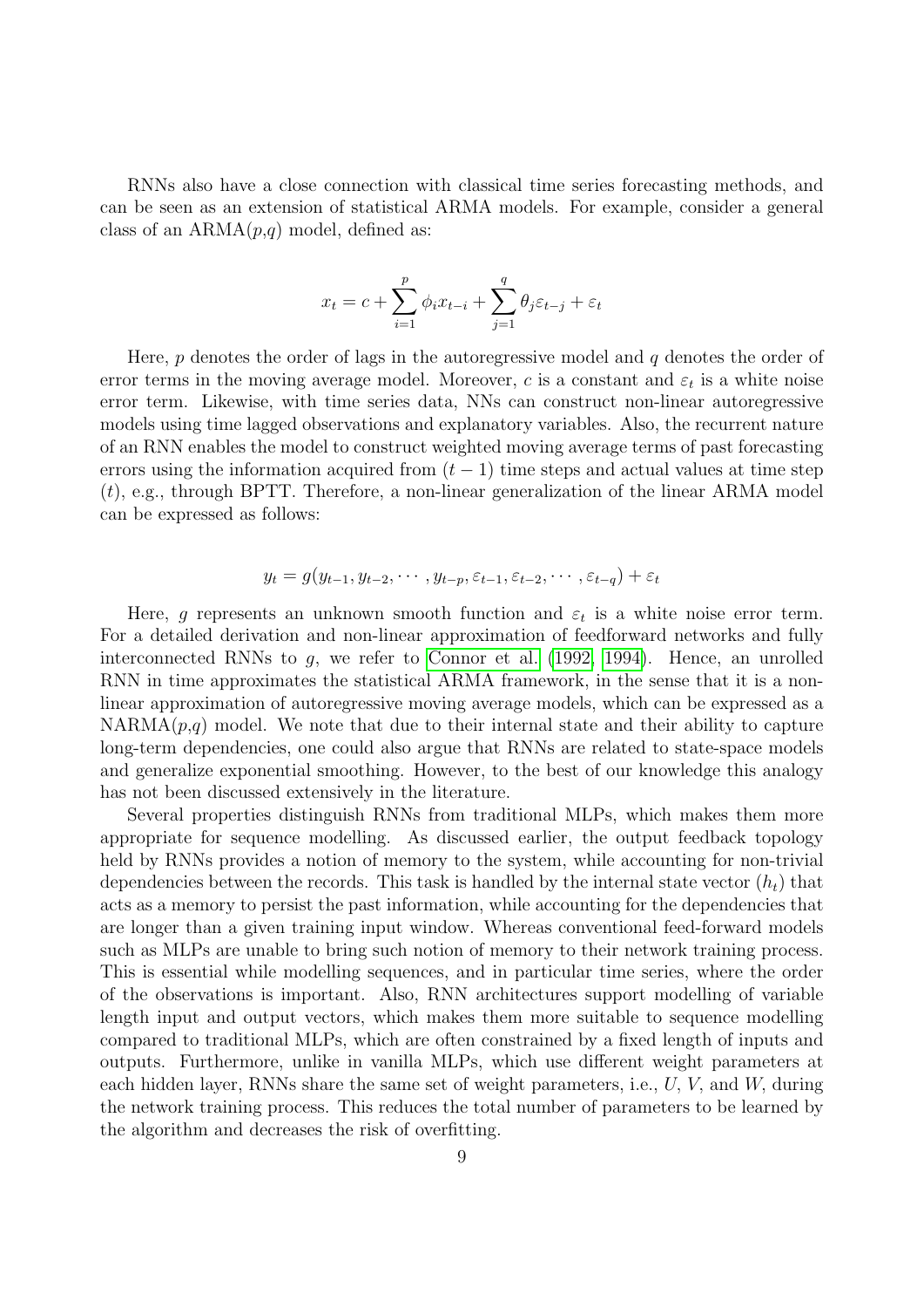RNNs also have a close connection with classical time series forecasting methods, and can be seen as an extension of statistical ARMA models. For example, consider a general class of an ARMA($p$,$q$) model, defined as:

$$x_t = c + \sum_{i=1}^{p} \phi_i x_{t-i} + \sum_{j=1}^{q} \theta_j \varepsilon_{t-j} + \varepsilon_t$$

Here, $p$ denotes the order of lags in the autoregressive model and $q$ denotes the order of error terms in the moving average model. Moreover, $c$ is a constant and $\varepsilon_t$ is a white noise error term. Likewise, with time series data, NNs can construct non-linear autoregressive models using time lagged observations and explanatory variables. Also, the recurrent nature of an RNN enables the model to construct weighted moving average terms of past forecasting errors using the information acquired from $(t-1)$ time steps and actual values at time step $(t)$, e.g., through BPTT. Therefore, a non-linear generalization of the linear ARMA model can be expressed as follows:

$$y_t = g(y_{t-1}, y_{t-2}, \cdots, y_{t-p}, \varepsilon_{t-1}, \varepsilon_{t-2}, \cdots, \varepsilon_{t-q}) + \varepsilon_t$$

Here, $g$ represents an unknown smooth function and $\varepsilon_t$ is a white noise error term. For a detailed derivation and non-linear approximation of feedforward networks and fully interconnected RNNs to $g$, we refer to Connor et al. (1992, 1994). Hence, an unrolled RNN in time approximates the statistical ARMA framework, in the sense that it is a non-linear approximation of autoregressive moving average models, which can be expressed as a NARMA($p$,$q$) model. We note that due to their internal state and their ability to capture long-term dependencies, one could also argue that RNNs are related to state-space models and generalize exponential smoothing. However, to the best of our knowledge this analogy has not been discussed extensively in the literature.

Several properties distinguish RNNs from traditional MLPs, which makes them more appropriate for sequence modelling. As discussed earlier, the output feedback topology held by RNNs provides a notion of memory to the system, while accounting for non-trivial dependencies between the records. This task is handled by the internal state vector ($h_t$) that acts as a memory to persist the past information, while accounting for the dependencies that are longer than a given training input window. Whereas conventional feed-forward models such as MLPs are unable to bring such notion of memory to their network training process. This is essential while modelling sequences, and in particular time series, where the order of the observations is important. Also, RNN architectures support modelling of variable length input and output vectors, which makes them more suitable to sequence modelling compared to traditional MLPs, which are often constrained by a fixed length of inputs and outputs. Furthermore, unlike in vanilla MLPs, which use different weight parameters at each hidden layer, RNNs share the same set of weight parameters, i.e., $U$, $V$, and $W$, during the network training process. This reduces the total number of parameters to be learned by the algorithm and decreases the risk of overfitting.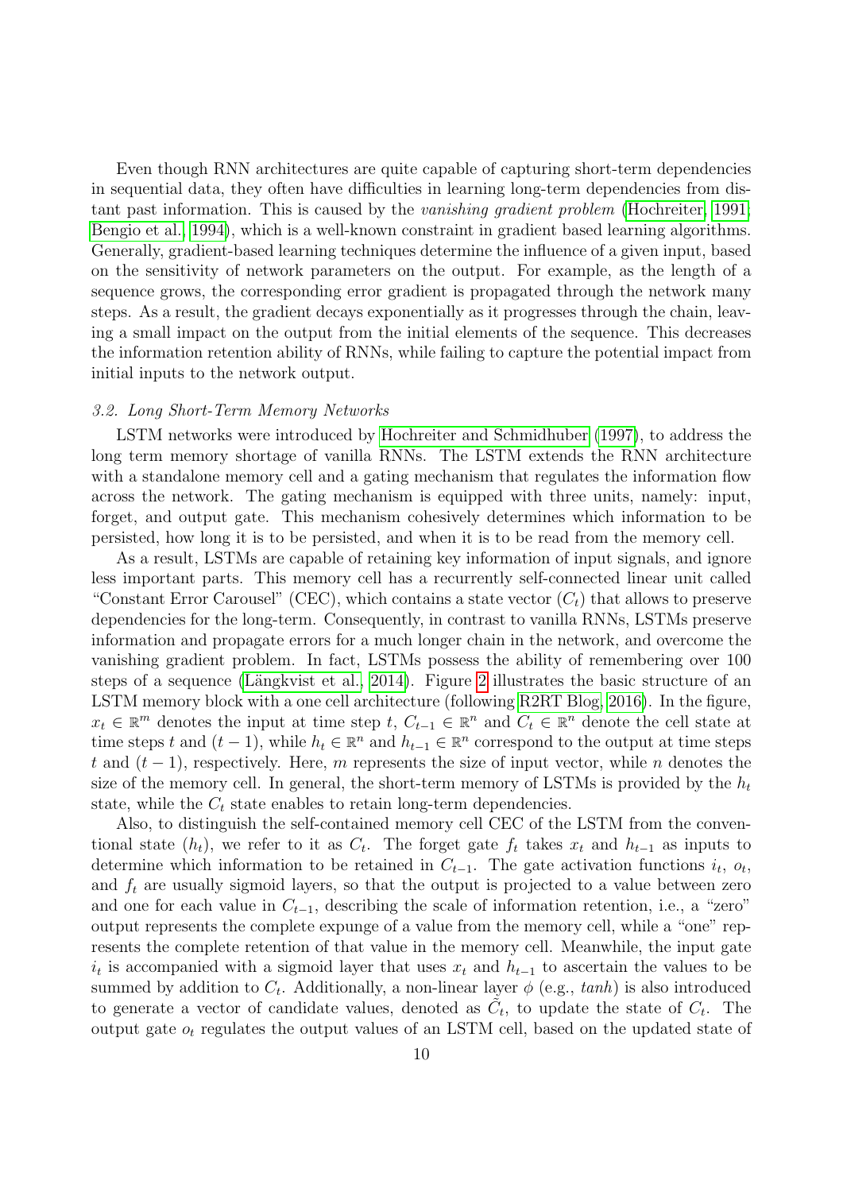Even though RNN architectures are quite capable of capturing short-term dependencies in sequential data, they often have difficulties in learning long-term dependencies from distant past information. This is caused by the *vanishing gradient problem* (Hochreiter, 1991; Bengio et al., 1994), which is a well-known constraint in gradient based learning algorithms. Generally, gradient-based learning techniques determine the influence of a given input, based on the sensitivity of network parameters on the output. For example, as the length of a sequence grows, the corresponding error gradient is propagated through the network many steps. As a result, the gradient decays exponentially as it progresses through the chain, leaving a small impact on the output from the initial elements of the sequence. This decreases the information retention ability of RNNs, while failing to capture the potential impact from initial inputs to the network output.

### *3.2. Long Short-Term Memory Networks*

LSTM networks were introduced by Hochreiter and Schmidhuber (1997), to address the long term memory shortage of vanilla RNNs. The LSTM extends the RNN architecture with a standalone memory cell and a gating mechanism that regulates the information flow across the network. The gating mechanism is equipped with three units, namely: input, forget, and output gate. This mechanism cohesively determines which information to be persisted, how long it is to be persisted, and when it is to be read from the memory cell.

As a result, LSTMs are capable of retaining key information of input signals, and ignore less important parts. This memory cell has a recurrently self-connected linear unit called "Constant Error Carousel" (CEC), which contains a state vector ($C_t$) that allows to preserve dependencies for the long-term. Consequently, in contrast to vanilla RNNs, LSTMs preserve information and propagate errors for a much longer chain in the network, and overcome the vanishing gradient problem. In fact, LSTMs possess the ability of remembering over 100 steps of a sequence (Längkvist et al., 2014). Figure 2 illustrates the basic structure of an LSTM memory block with a one cell architecture (following R2RT Blog, 2016). In the figure, $x_t \in \mathbb{R}^m$ denotes the input at time step $t$, $C_{t-1} \in \mathbb{R}^n$ and $C_t \in \mathbb{R}^n$ denote the cell state at time steps $t$ and $(t-1)$, while $h_t \in \mathbb{R}^n$ and $h_{t-1} \in \mathbb{R}^n$ correspond to the output at time steps $t$ and $(t-1)$, respectively. Here, $m$ represents the size of input vector, while $n$ denotes the size of the memory cell. In general, the short-term memory of LSTMs is provided by the $h_t$ state, while the $C_t$ state enables to retain long-term dependencies.

Also, to distinguish the self-contained memory cell CEC of the LSTM from the conventional state ($h_t$), we refer to it as $C_t$. The forget gate $f_t$ takes $x_t$ and $h_{t-1}$ as inputs to determine which information to be retained in $C_{t-1}$. The gate activation functions $i_t$, $o_t$, and $f_t$ are usually sigmoid layers, so that the output is projected to a value between zero and one for each value in $C_{t-1}$, describing the scale of information retention, i.e., a "zero" output represents the complete expunge of a value from the memory cell, while a "one" represents the complete retention of that value in the memory cell. Meanwhile, the input gate $i_t$ is accompanied with a sigmoid layer that uses $x_t$ and $h_{t-1}$ to ascertain the values to be summed by addition to $C_t$. Additionally, a non-linear layer $\phi$ (e.g., *tanh*) is also introduced to generate a vector of candidate values, denoted as $\tilde{C}_t$, to update the state of $C_t$. The output gate $o_t$ regulates the output values of an LSTM cell, based on the updated state of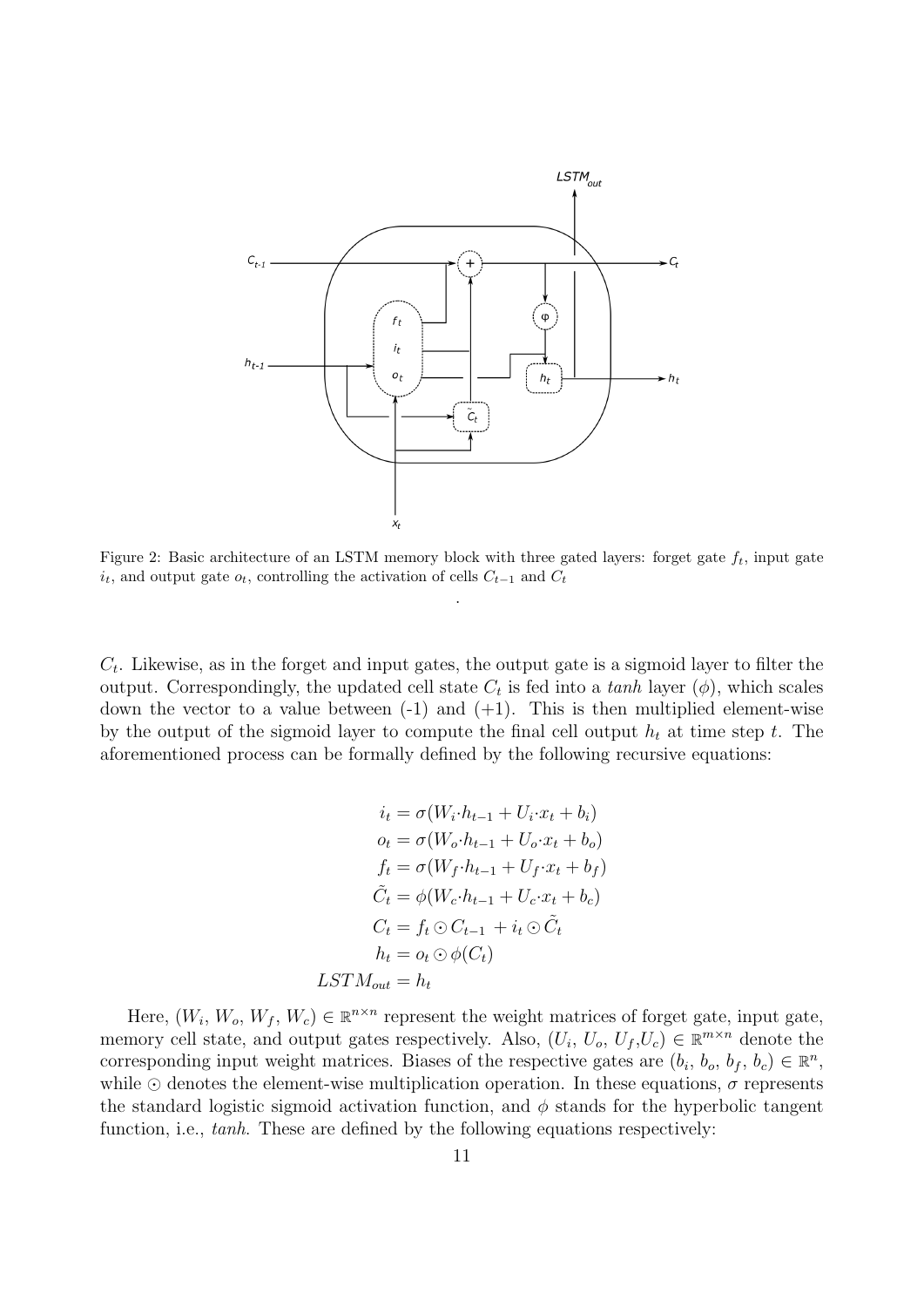Figure 2: Basic architecture of an LSTM memory block with three gated layers: forget gate $f_t$, input gate $i_t$, and output gate $o_t$, controlling the activation of cells $C_{t-1}$ and $C_t$

.

$C_t$. Likewise, as in the forget and input gates, the output gate is a sigmoid layer to filter the output. Correspondingly, the updated cell state $C_t$ is fed into a *tanh* layer ($\phi$), which scales down the vector to a value between (-1) and (+1). This is then multiplied element-wise by the output of the sigmoid layer to compute the final cell output $h_t$ at time step $t$. The aforementioned process can be formally defined by the following recursive equations:

$$
\begin{aligned}
i_t &= \sigma(W_i \cdot h_{t-1} + U_i \cdot x_t + b_i) \\
o_t &= \sigma(W_o \cdot h_{t-1} + U_o \cdot x_t + b_o) \\
f_t &= \sigma(W_f \cdot h_{t-1} + U_f \cdot x_t + b_f) \\
\tilde{C}_t &= \phi(W_c \cdot h_{t-1} + U_c \cdot x_t + b_c) \\
C_t &= f_t \odot C_{t-1} + i_t \odot \tilde{C}_t \\
h_t &= o_t \odot \phi(C_t) \\
LSTM_{out} &= h_t
\end{aligned}
$$

Here, ($W_i$, $W_o$, $W_f$, $W_c$) $\in \mathbb{R}^{n \times n}$ represent the weight matrices of forget gate, input gate, memory cell state, and output gates respectively. Also, ($U_i$, $U_o$, $U_f$,$U_c$) $\in \mathbb{R}^{m \times n}$ denote the corresponding input weight matrices. Biases of the respective gates are ($b_i$, $b_o$, $b_f$, $b_c$) $\in \mathbb{R}^n$, while $\odot$ denotes the element-wise multiplication operation. In these equations, $\sigma$ represents the standard logistic sigmoid activation function, and $\phi$ stands for the hyperbolic tangent function, i.e., *tanh*. These are defined by the following equations respectively: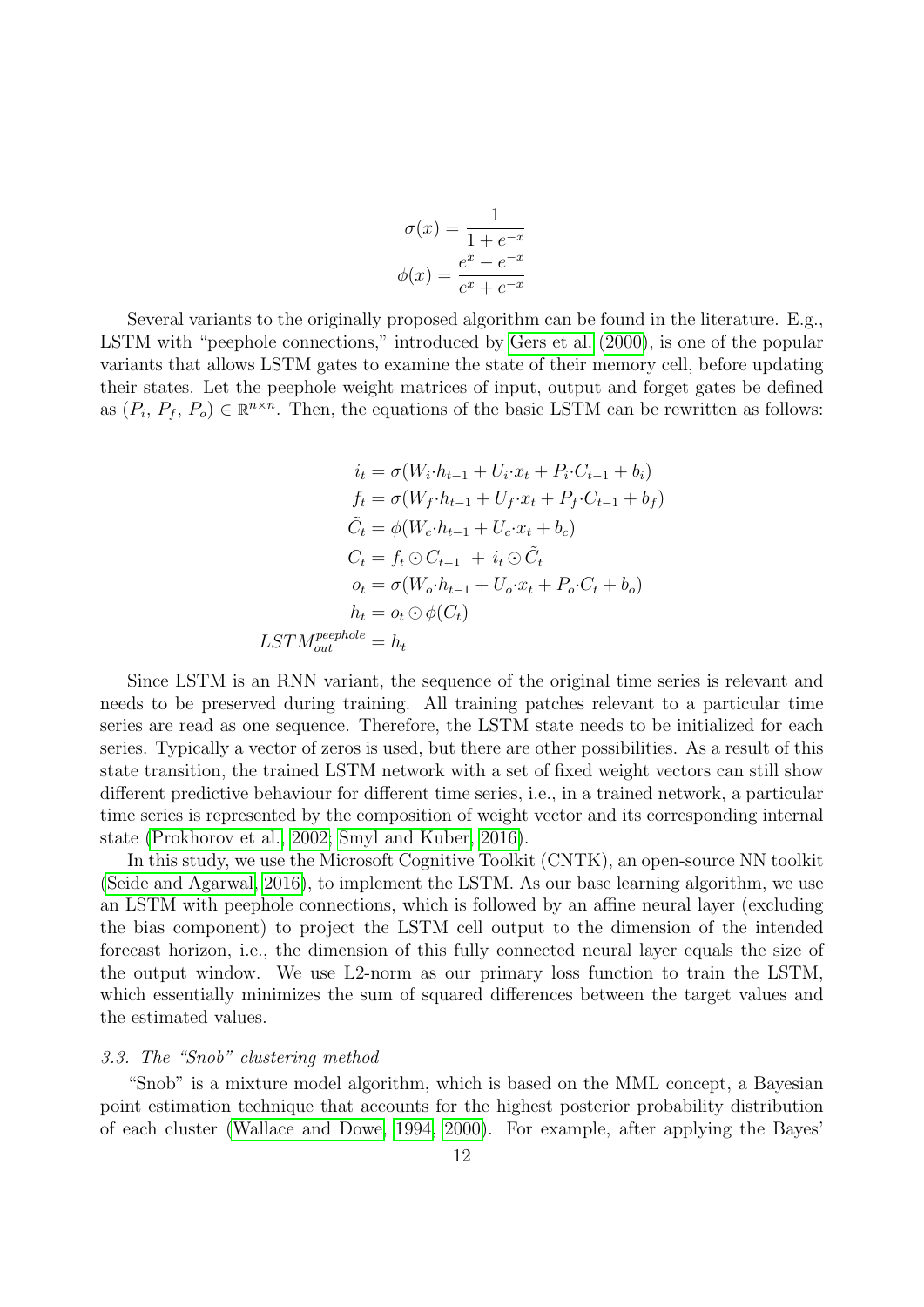$$\sigma(x) = \frac{1}{1+e^{-x}}$$
$$\phi(x) = \frac{e^{x}-e^{-x}}{e^{x}+e^{-x}}$$

Several variants to the originally proposed algorithm can be found in the literature. E.g., LSTM with "peephole connections," introduced by Gers et al. (2000), is one of the popular variants that allows LSTM gates to examine the state of their memory cell, before updating their states. Let the peephole weight matrices of input, output and forget gates be defined as $(P_i,\, P_f,\, P_o) \in \mathbb{R}^{n \times n}$. Then, the equations of the basic LSTM can be rewritten as follows:

$$
\begin{aligned}
i_t &= \sigma(W_i \cdot h_{t-1} + U_i \cdot x_t + P_i \cdot C_{t-1} + b_i) \\
f_t &= \sigma(W_f \cdot h_{t-1} + U_f \cdot x_t + P_f \cdot C_{t-1} + b_f) \\
\tilde{C}_t &= \phi(W_c \cdot h_{t-1} + U_c \cdot x_t + b_c) \\
C_t &= f_t \odot C_{t-1} \; + \, i_t \odot \tilde{C}_t \\
o_t &= \sigma(W_o \cdot h_{t-1} + U_o \cdot x_t + P_o \cdot C_t + b_o) \\
h_t &= o_t \odot \phi(C_t) \\
LSTM^{peephole}_{out} &= h_t
\end{aligned}
$$

Since LSTM is an RNN variant, the sequence of the original time series is relevant and needs to be preserved during training. All training patches relevant to a particular time series are read as one sequence. Therefore, the LSTM state needs to be initialized for each series. Typically a vector of zeros is used, but there are other possibilities. As a result of this state transition, the trained LSTM network with a set of fixed weight vectors can still show different predictive behaviour for different time series, i.e., in a trained network, a particular time series is represented by the composition of weight vector and its corresponding internal state (Prokhorov et al., 2002; Smyl and Kuber, 2016).

In this study, we use the Microsoft Cognitive Toolkit (CNTK), an open-source NN toolkit (Seide and Agarwal, 2016), to implement the LSTM. As our base learning algorithm, we use an LSTM with peephole connections, which is followed by an affine neural layer (excluding the bias component) to project the LSTM cell output to the dimension of the intended forecast horizon, i.e., the dimension of this fully connected neural layer equals the size of the output window. We use L2-norm as our primary loss function to train the LSTM, which essentially minimizes the sum of squared differences between the target values and the estimated values.

### *3.3. The "Snob" clustering method*

"Snob" is a mixture model algorithm, which is based on the MML concept, a Bayesian point estimation technique that accounts for the highest posterior probability distribution of each cluster (Wallace and Dowe, 1994, 2000). For example, after applying the Bayes'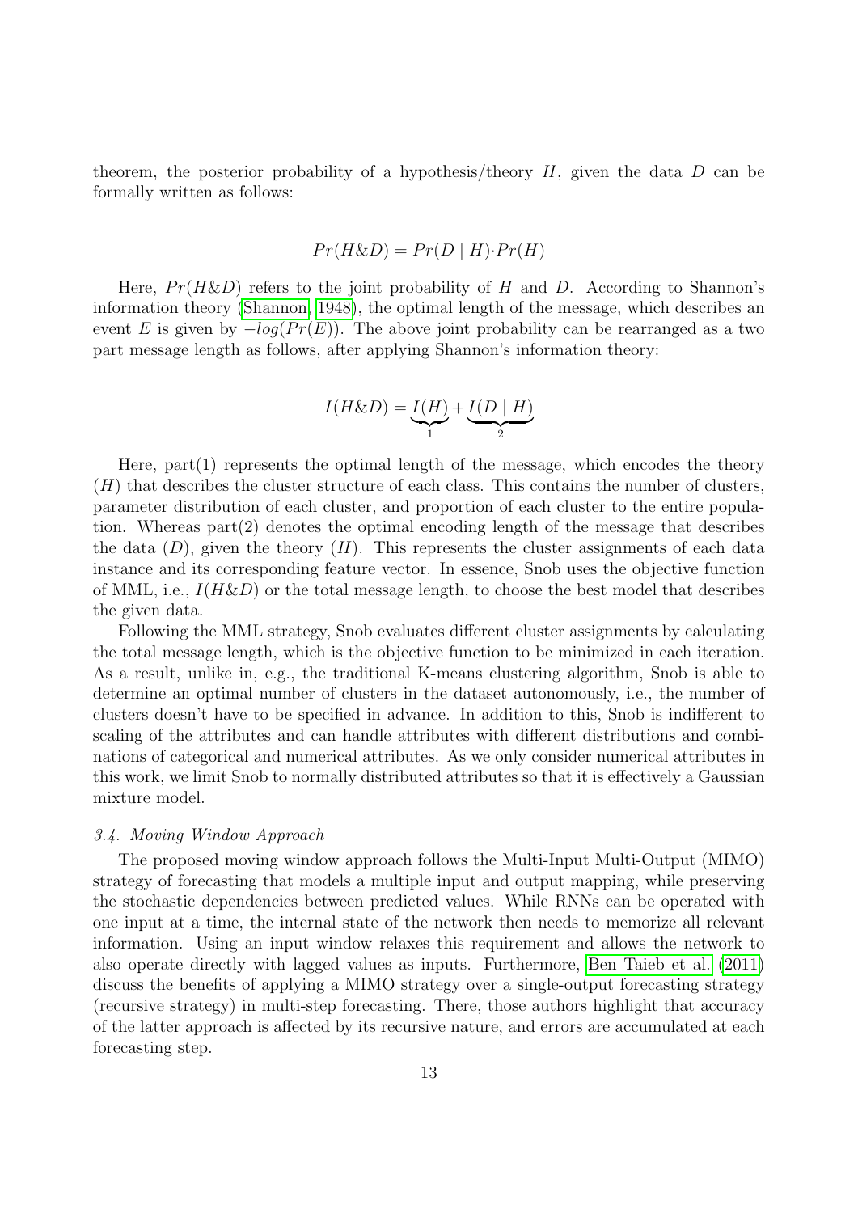theorem, the posterior probability of a hypothesis/theory $H$, given the data $D$ can be formally written as follows:

$$Pr(H\&D) = Pr(D \mid H) \cdot Pr(H)$$

Here, $Pr(H\&D)$ refers to the joint probability of $H$ and $D$. According to Shannon's information theory (Shannon, 1948), the optimal length of the message, which describes an event $E$ is given by $-log(Pr(E))$. The above joint probability can be rearranged as a two part message length as follows, after applying Shannon's information theory:

$$I(H\&D) = \underbrace{I(H)}_{1} + \underbrace{I(D \mid H)}_{2}$$

Here, part(1) represents the optimal length of the message, which encodes the theory $(H)$ that describes the cluster structure of each class. This contains the number of clusters, parameter distribution of each cluster, and proportion of each cluster to the entire population. Whereas part(2) denotes the optimal encoding length of the message that describes the data $(D)$, given the theory $(H)$. This represents the cluster assignments of each data instance and its corresponding feature vector. In essence, Snob uses the objective function of MML, i.e., $I(H\&D)$ or the total message length, to choose the best model that describes the given data.

Following the MML strategy, Snob evaluates different cluster assignments by calculating the total message length, which is the objective function to be minimized in each iteration. As a result, unlike in, e.g., the traditional K-means clustering algorithm, Snob is able to determine an optimal number of clusters in the dataset autonomously, i.e., the number of clusters doesn't have to be specified in advance. In addition to this, Snob is indifferent to scaling of the attributes and can handle attributes with different distributions and combinations of categorical and numerical attributes. As we only consider numerical attributes in this work, we limit Snob to normally distributed attributes so that it is effectively a Gaussian mixture model.

### *3.4. Moving Window Approach*

The proposed moving window approach follows the Multi-Input Multi-Output (MIMO) strategy of forecasting that models a multiple input and output mapping, while preserving the stochastic dependencies between predicted values. While RNNs can be operated with one input at a time, the internal state of the network then needs to memorize all relevant information. Using an input window relaxes this requirement and allows the network to also operate directly with lagged values as inputs. Furthermore, Ben Taieb et al. (2011) discuss the benefits of applying a MIMO strategy over a single-output forecasting strategy (recursive strategy) in multi-step forecasting. There, those authors highlight that accuracy of the latter approach is affected by its recursive nature, and errors are accumulated at each forecasting step.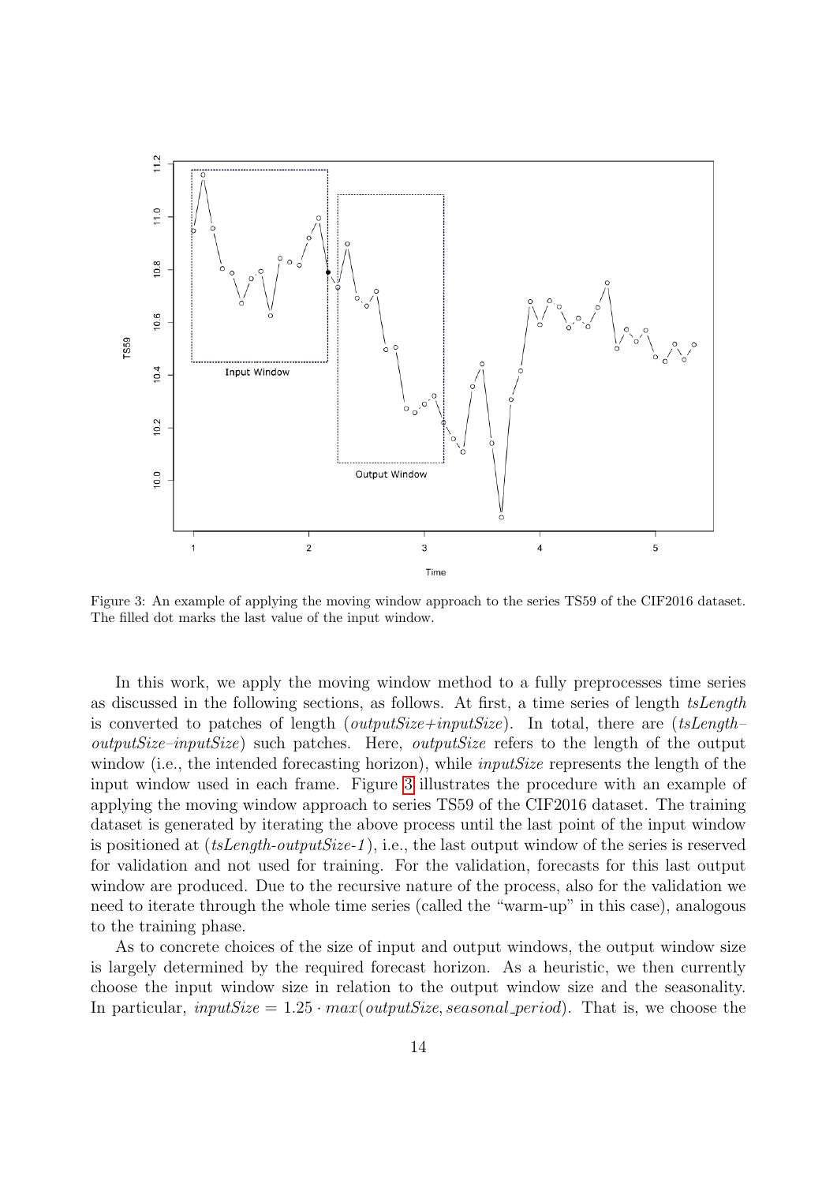Figure 3: An example of applying the moving window approach to the series TS59 of the CIF2016 dataset. The filled dot marks the last value of the input window.

In this work, we apply the moving window method to a fully preprocesses time series as discussed in the following sections, as follows. At first, a time series of length *tsLength* is converted to patches of length (*outputSize*+*inputSize*). In total, there are (*tsLength*–*outputSize*–*inputSize*) such patches. Here, *outputSize* refers to the length of the output window (i.e., the intended forecasting horizon), while *inputSize* represents the length of the input window used in each frame. Figure 3 illustrates the procedure with an example of applying the moving window approach to series TS59 of the CIF2016 dataset. The training dataset is generated by iterating the above process until the last point of the input window is positioned at (*tsLength*-*outputSize*-*1*), i.e., the last output window of the series is reserved for validation and not used for training. For the validation, forecasts for this last output window are produced. Due to the recursive nature of the process, also for the validation we need to iterate through the whole time series (called the "warm-up" in this case), analogous to the training phase.

As to concrete choices of the size of input and output windows, the output window size is largely determined by the required forecast horizon. As a heuristic, we then currently choose the input window size in relation to the output window size and the seasonality. In particular, $inputSize = 1.25 \cdot max(outputSize, seasonal\_period)$. That is, we choose the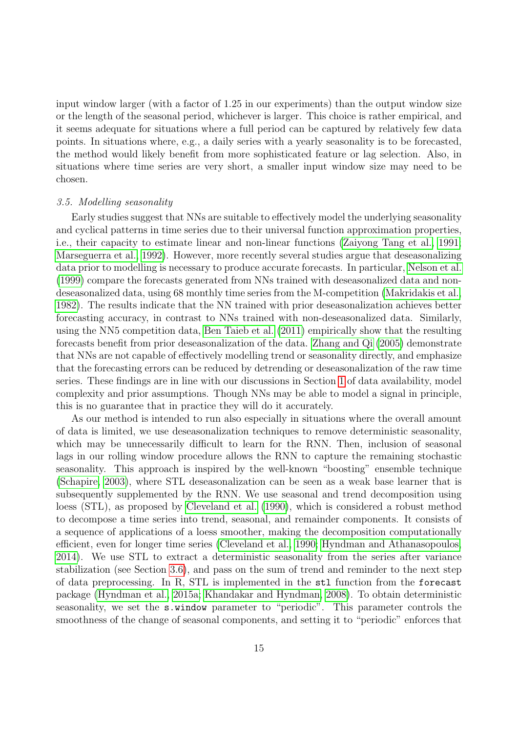input window larger (with a factor of 1.25 in our experiments) than the output window size or the length of the seasonal period, whichever is larger. This choice is rather empirical, and it seems adequate for situations where a full period can be captured by relatively few data points. In situations where, e.g., a daily series with a yearly seasonality is to be forecasted, the method would likely benefit from more sophisticated feature or lag selection. Also, in situations where time series are very short, a smaller input window size may need to be chosen.

### *3.5. Modelling seasonality*

Early studies suggest that NNs are suitable to effectively model the underlying seasonality and cyclical patterns in time series due to their universal function approximation properties, i.e., their capacity to estimate linear and non-linear functions (Zaiyong Tang et al., 1991; Marseguerra et al., 1992). However, more recently several studies argue that deseasonalizing data prior to modelling is necessary to produce accurate forecasts. In particular, Nelson et al. (1999) compare the forecasts generated from NNs trained with deseasonalized data and non-deseasonalized data, using 68 monthly time series from the M-competition (Makridakis et al., 1982). The results indicate that the NN trained with prior deseasonalization achieves better forecasting accuracy, in contrast to NNs trained with non-deseasonalized data. Similarly, using the NN5 competition data, Ben Taieb et al. (2011) empirically show that the resulting forecasts benefit from prior deseasonalization of the data. Zhang and Qi (2005) demonstrate that NNs are not capable of effectively modelling trend or seasonality directly, and emphasize that the forecasting errors can be reduced by detrending or deseasonalization of the raw time series. These findings are in line with our discussions in Section 1 of data availability, model complexity and prior assumptions. Though NNs may be able to model a signal in principle, this is no guarantee that in practice they will do it accurately.

As our method is intended to run also especially in situations where the overall amount of data is limited, we use deseasonalization techniques to remove deterministic seasonality, which may be unnecessarily difficult to learn for the RNN. Then, inclusion of seasonal lags in our rolling window procedure allows the RNN to capture the remaining stochastic seasonality. This approach is inspired by the well-known "boosting" ensemble technique (Schapire, 2003), where STL deseasonalization can be seen as a weak base learner that is subsequently supplemented by the RNN. We use seasonal and trend decomposition using loess (STL), as proposed by Cleveland et al. (1990), which is considered a robust method to decompose a time series into trend, seasonal, and remainder components. It consists of a sequence of applications of a loess smoother, making the decomposition computationally efficient, even for longer time series (Cleveland et al., 1990; Hyndman and Athanasopoulos, 2014). We use STL to extract a deterministic seasonality from the series after variance stabilization (see Section 3.6), and pass on the sum of trend and reminder to the next step of data preprocessing. In R, STL is implemented in the `stl` function from the `forecast` package (Hyndman et al., 2015a; Khandakar and Hyndman, 2008). To obtain deterministic seasonality, we set the `s.window` parameter to "periodic". This parameter controls the smoothness of the change of seasonal components, and setting it to "periodic" enforces that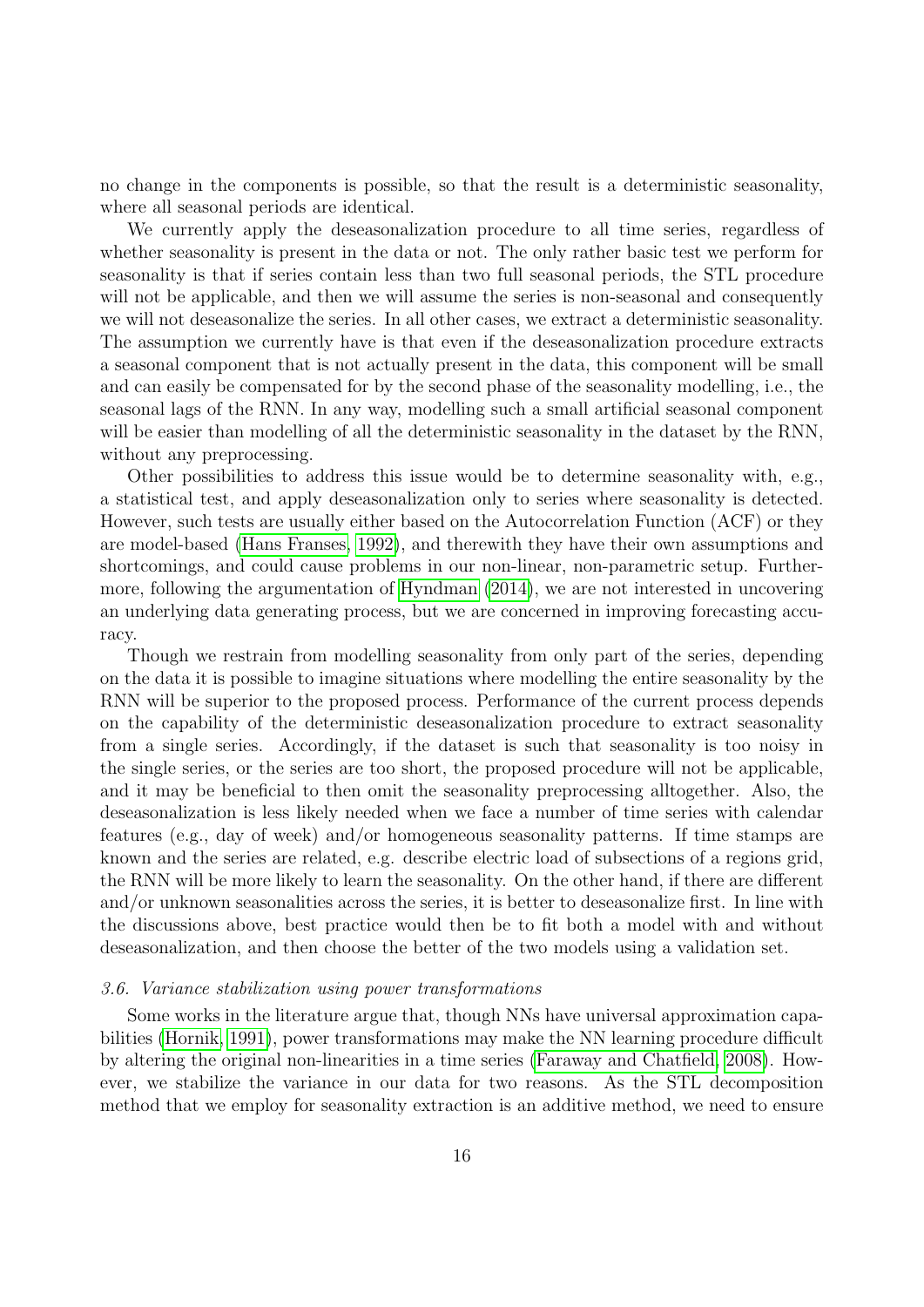no change in the components is possible, so that the result is a deterministic seasonality, where all seasonal periods are identical.

We currently apply the deseasonalization procedure to all time series, regardless of whether seasonality is present in the data or not. The only rather basic test we perform for seasonality is that if series contain less than two full seasonal periods, the STL procedure will not be applicable, and then we will assume the series is non-seasonal and consequently we will not deseasonalize the series. In all other cases, we extract a deterministic seasonality. The assumption we currently have is that even if the deseasonalization procedure extracts a seasonal component that is not actually present in the data, this component will be small and can easily be compensated for by the second phase of the seasonality modelling, i.e., the seasonal lags of the RNN. In any way, modelling such a small artificial seasonal component will be easier than modelling of all the deterministic seasonality in the dataset by the RNN, without any preprocessing.

Other possibilities to address this issue would be to determine seasonality with, e.g., a statistical test, and apply deseasonalization only to series where seasonality is detected. However, such tests are usually either based on the Autocorrelation Function (ACF) or they are model-based (Hans Franses, 1992), and therewith they have their own assumptions and shortcomings, and could cause problems in our non-linear, non-parametric setup. Furthermore, following the argumentation of Hyndman (2014), we are not interested in uncovering an underlying data generating process, but we are concerned in improving forecasting accuracy.

Though we restrain from modelling seasonality from only part of the series, depending on the data it is possible to imagine situations where modelling the entire seasonality by the RNN will be superior to the proposed process. Performance of the current process depends on the capability of the deterministic deseasonalization procedure to extract seasonality from a single series. Accordingly, if the dataset is such that seasonality is too noisy in the single series, or the series are too short, the proposed procedure will not be applicable, and it may be beneficial to then omit the seasonality preprocessing alltogether. Also, the deseasonalization is less likely needed when we face a number of time series with calendar features (e.g., day of week) and/or homogeneous seasonality patterns. If time stamps are known and the series are related, e.g. describe electric load of subsections of a regions grid, the RNN will be more likely to learn the seasonality. On the other hand, if there are different and/or unknown seasonalities across the series, it is better to deseasonalize first. In line with the discussions above, best practice would then be to fit both a model with and without deseasonalization, and then choose the better of the two models using a validation set.

### *3.6. Variance stabilization using power transformations*

Some works in the literature argue that, though NNs have universal approximation capabilities (Hornik, 1991), power transformations may make the NN learning procedure difficult by altering the original non-linearities in a time series (Faraway and Chatfield, 2008). However, we stabilize the variance in our data for two reasons. As the STL decomposition method that we employ for seasonality extraction is an additive method, we need to ensure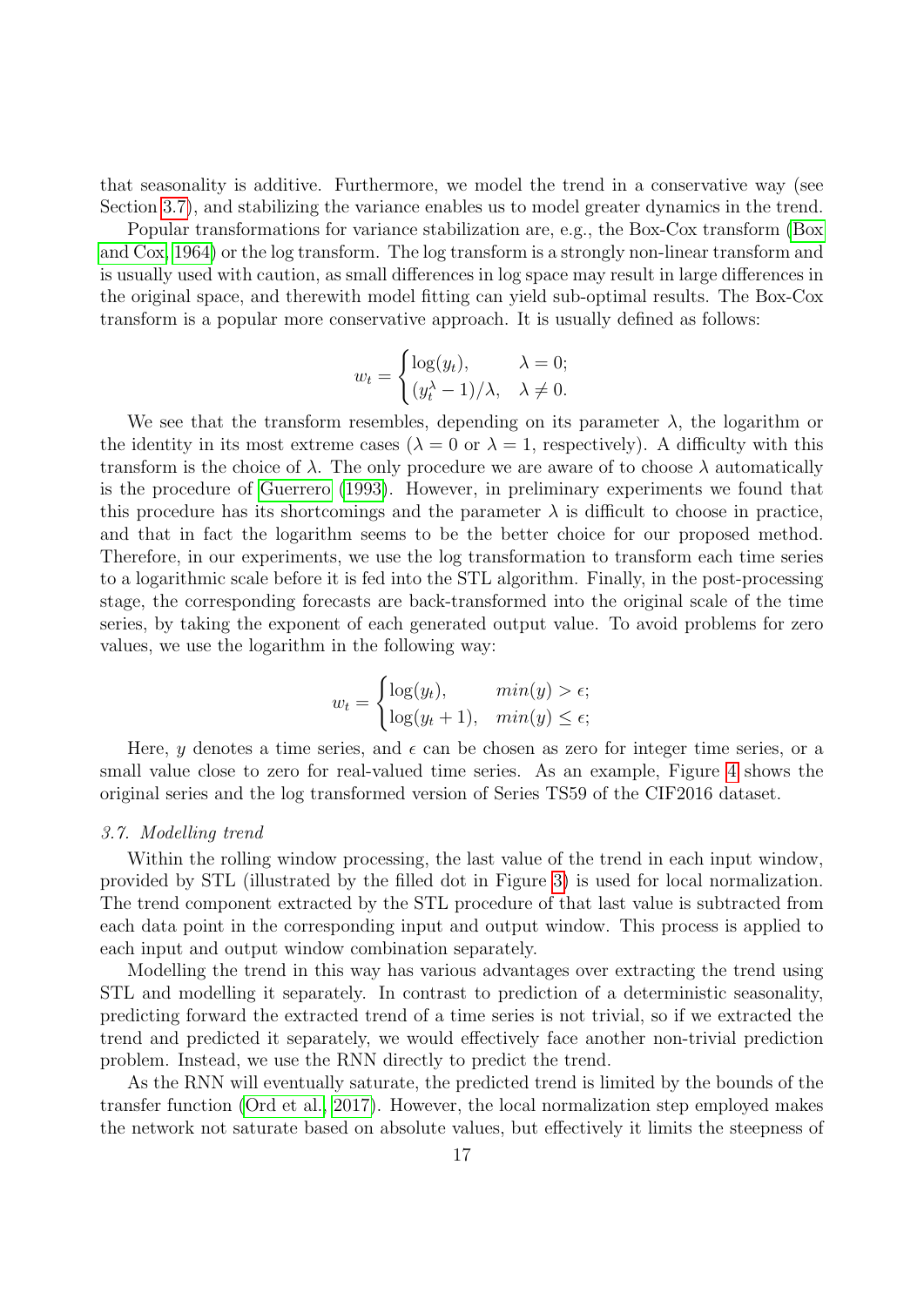that seasonality is additive. Furthermore, we model the trend in a conservative way (see Section 3.7), and stabilizing the variance enables us to model greater dynamics in the trend.

Popular transformations for variance stabilization are, e.g., the Box-Cox transform (Box and Cox, 1964) or the log transform. The log transform is a strongly non-linear transform and is usually used with caution, as small differences in log space may result in large differences in the original space, and therewith model fitting can yield sub-optimal results. The Box-Cox transform is a popular more conservative approach. It is usually defined as follows:

$$w_t = \begin{cases} \log(y_t), & \lambda = 0; \\ (y_t^\lambda - 1)/\lambda, & \lambda \neq 0. \end{cases}$$

We see that the transform resembles, depending on its parameter $\lambda$, the logarithm or the identity in its most extreme cases ($\lambda = 0$ or $\lambda = 1$, respectively). A difficulty with this transform is the choice of $\lambda$. The only procedure we are aware of to choose $\lambda$ automatically is the procedure of Guerrero (1993). However, in preliminary experiments we found that this procedure has its shortcomings and the parameter $\lambda$ is difficult to choose in practice, and that in fact the logarithm seems to be the better choice for our proposed method. Therefore, in our experiments, we use the log transformation to transform each time series to a logarithmic scale before it is fed into the STL algorithm. Finally, in the post-processing stage, the corresponding forecasts are back-transformed into the original scale of the time series, by taking the exponent of each generated output value. To avoid problems for zero values, we use the logarithm in the following way:

$$w_t = \begin{cases} \log(y_t), & min(y) > \epsilon; \\ \log(y_t + 1), & min(y) \leq \epsilon; \end{cases}$$

Here, $y$ denotes a time series, and $\epsilon$ can be chosen as zero for integer time series, or a small value close to zero for real-valued time series. As an example, Figure 4 shows the original series and the log transformed version of Series TS59 of the CIF2016 dataset.

### *3.7. Modelling trend*

Within the rolling window processing, the last value of the trend in each input window, provided by STL (illustrated by the filled dot in Figure 3) is used for local normalization. The trend component extracted by the STL procedure of that last value is subtracted from each data point in the corresponding input and output window. This process is applied to each input and output window combination separately.

Modelling the trend in this way has various advantages over extracting the trend using STL and modelling it separately. In contrast to prediction of a deterministic seasonality, predicting forward the extracted trend of a time series is not trivial, so if we extracted the trend and predicted it separately, we would effectively face another non-trivial prediction problem. Instead, we use the RNN directly to predict the trend.

As the RNN will eventually saturate, the predicted trend is limited by the bounds of the transfer function (Ord et al., 2017). However, the local normalization step employed makes the network not saturate based on absolute values, but effectively it limits the steepness of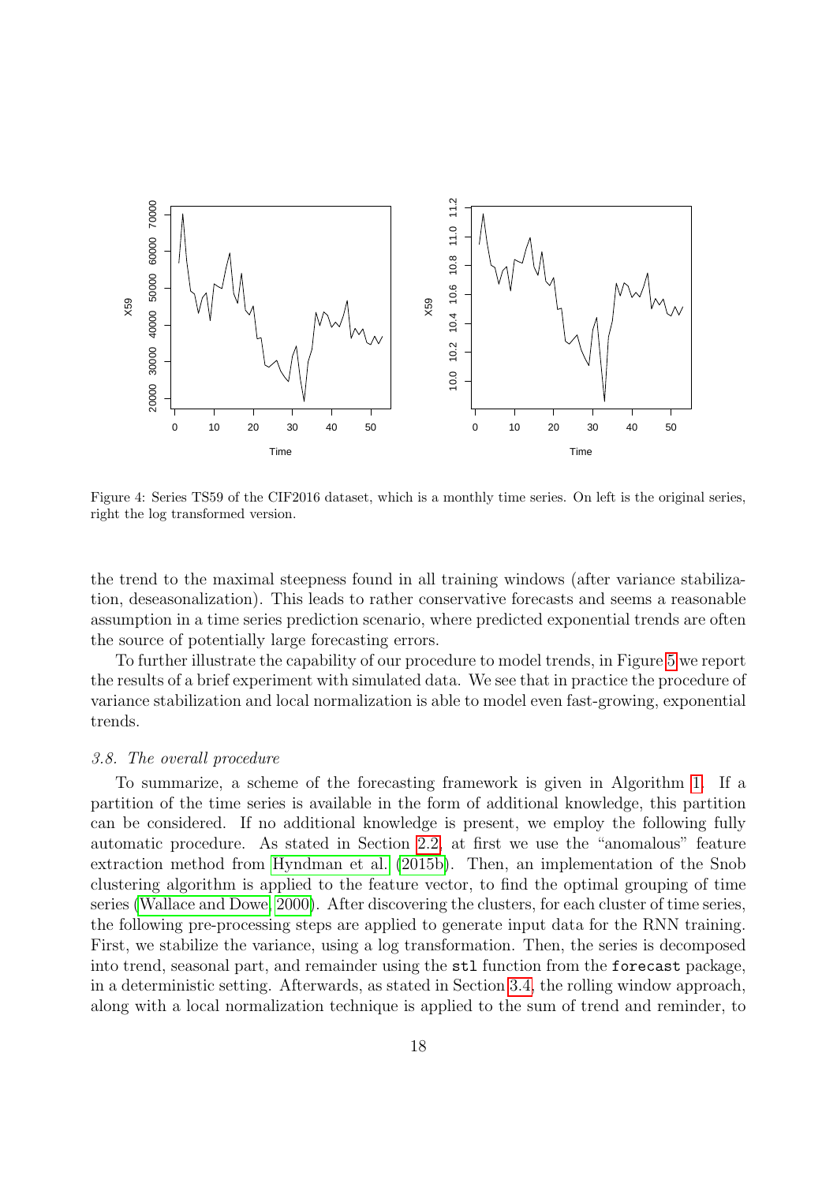Figure 4: Series TS59 of the CIF2016 dataset, which is a monthly time series. On left is the original series, right the log transformed version.

the trend to the maximal steepness found in all training windows (after variance stabilization, deseasonalization). This leads to rather conservative forecasts and seems a reasonable assumption in a time series prediction scenario, where predicted exponential trends are often the source of potentially large forecasting errors.

To further illustrate the capability of our procedure to model trends, in Figure 5 we report the results of a brief experiment with simulated data. We see that in practice the procedure of variance stabilization and local normalization is able to model even fast-growing, exponential trends.

### 3.8. The overall procedure

To summarize, a scheme of the forecasting framework is given in Algorithm 1. If a partition of the time series is available in the form of additional knowledge, this partition can be considered. If no additional knowledge is present, we employ the following fully automatic procedure. As stated in Section 2.2, at first we use the "anomalous" feature extraction method from Hyndman et al. (2015b). Then, an implementation of the Snob clustering algorithm is applied to the feature vector, to find the optimal grouping of time series (Wallace and Dowe, 2000). After discovering the clusters, for each cluster of time series, the following pre-processing steps are applied to generate input data for the RNN training. First, we stabilize the variance, using a log transformation. Then, the series is decomposed into trend, seasonal part, and remainder using the `stl` function from the `forecast` package, in a deterministic setting. Afterwards, as stated in Section 3.4, the rolling window approach, along with a local normalization technique is applied to the sum of trend and reminder, to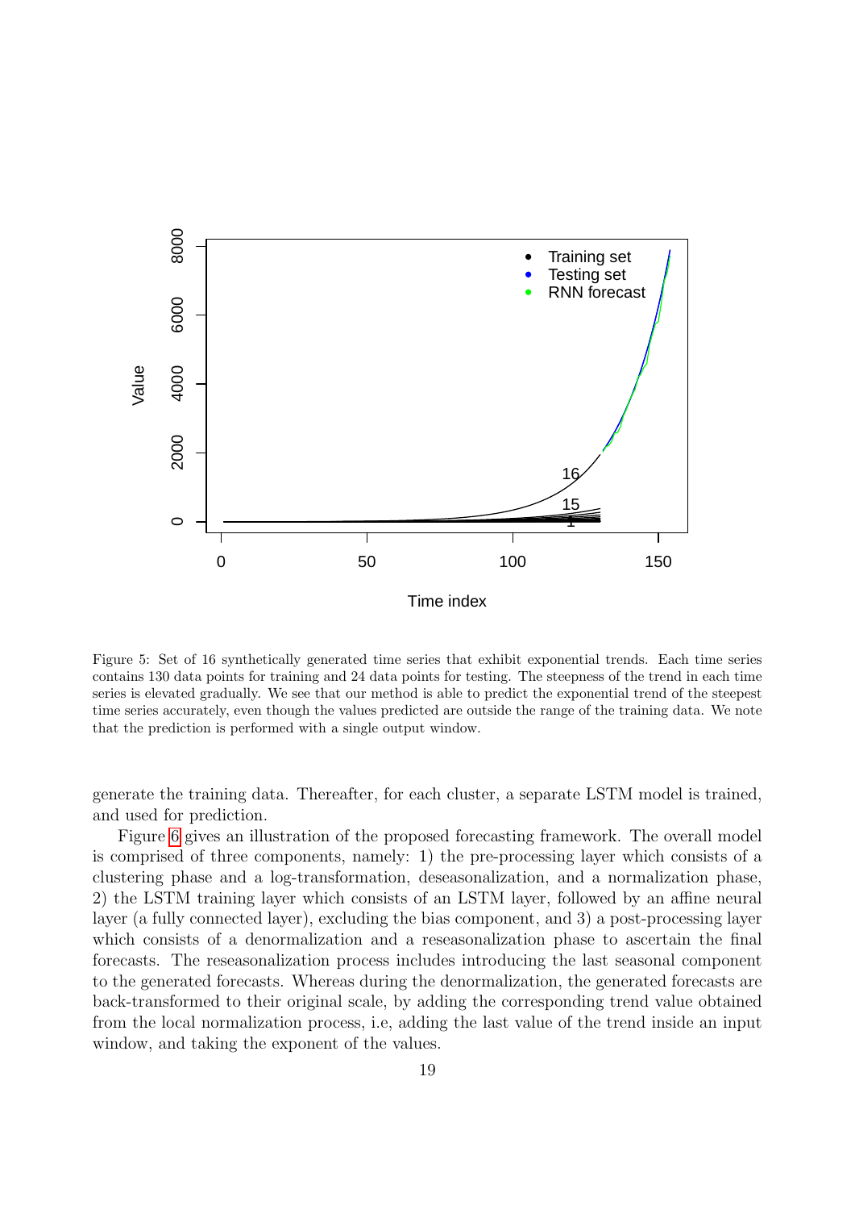Figure 5: Set of 16 synthetically generated time series that exhibit exponential trends. Each time series contains 130 data points for training and 24 data points for testing. The steepness of the trend in each time series is elevated gradually. We see that our method is able to predict the exponential trend of the steepest time series accurately, even though the values predicted are outside the range of the training data. We note that the prediction is performed with a single output window.

generate the training data. Thereafter, for each cluster, a separate LSTM model is trained, and used for prediction.

Figure 6 gives an illustration of the proposed forecasting framework. The overall model is comprised of three components, namely: 1) the pre-processing layer which consists of a clustering phase and a log-transformation, deseasonalization, and a normalization phase, 2) the LSTM training layer which consists of an LSTM layer, followed by an affine neural layer (a fully connected layer), excluding the bias component, and 3) a post-processing layer which consists of a denormalization and a reseasonalization phase to ascertain the final forecasts. The reseasonalization process includes introducing the last seasonal component to the generated forecasts. Whereas during the denormalization, the generated forecasts are back-transformed to their original scale, by adding the corresponding trend value obtained from the local normalization process, i.e, adding the last value of the trend inside an input window, and taking the exponent of the values.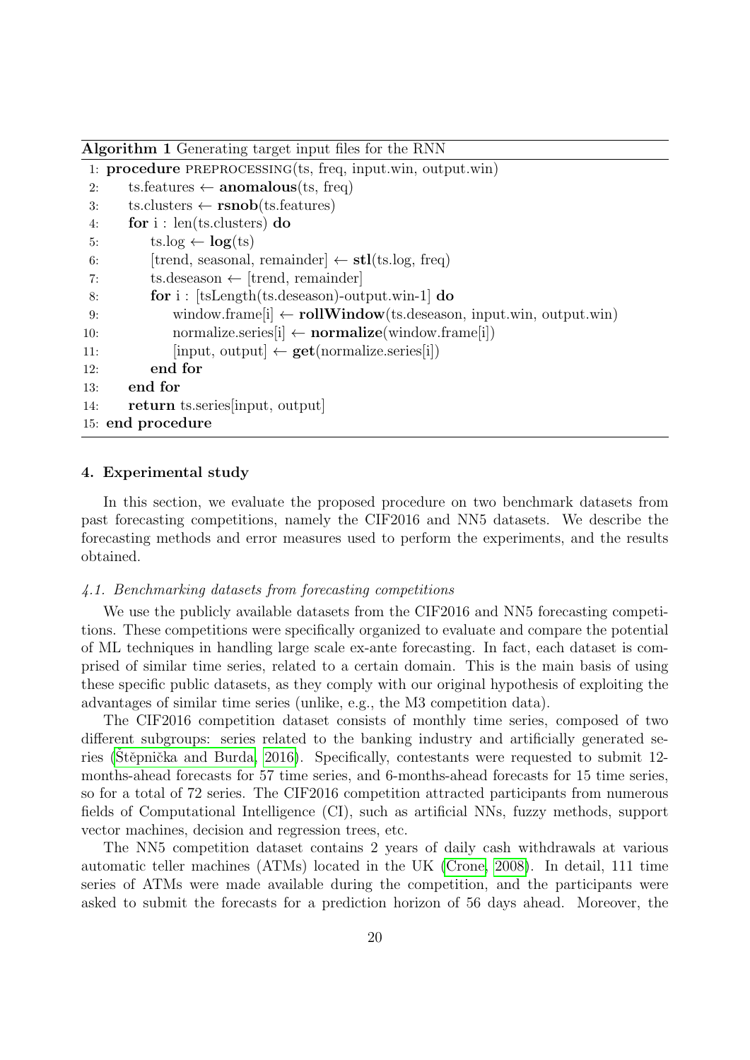**Algorithm 1** Generating target input files for the RNN

```
 1: procedure PREPROCESSING(ts, freq, input.win, output.win)
 2:     ts.features ← anomalous(ts, freq)
 3:     ts.clusters ← rsnob(ts.features)
 4:     for i : len(ts.clusters) do
 5:         ts.log ← log(ts)
 6:         [trend, seasonal, remainder] ← stl(ts.log, freq)
 7:         ts.deseason ← [trend, remainder]
 8:         for i : [tsLength(ts.deseason)-output.win-1] do
 9:             window.frame[i] ← rollWindow(ts.deseason, input.win, output.win)
10:             normalize.series[i] ← normalize(window.frame[i])
11:             [input, output] ← get(normalize.series[i])
12:         end for
13:     end for
14:     return ts.series[input, output]
15: end procedure
```

## 4. Experimental study

In this section, we evaluate the proposed procedure on two benchmark datasets from past forecasting competitions, namely the CIF2016 and NN5 datasets. We describe the forecasting methods and error measures used to perform the experiments, and the results obtained.

### *4.1. Benchmarking datasets from forecasting competitions*

We use the publicly available datasets from the CIF2016 and NN5 forecasting competitions. These competitions were specifically organized to evaluate and compare the potential of ML techniques in handling large scale ex-ante forecasting. In fact, each dataset is comprised of similar time series, related to a certain domain. This is the main basis of using these specific public datasets, as they comply with our original hypothesis of exploiting the advantages of similar time series (unlike, e.g., the M3 competition data).

The CIF2016 competition dataset consists of monthly time series, composed of two different subgroups: series related to the banking industry and artificially generated series (Štěpnička and Burda, 2016). Specifically, contestants were requested to submit 12-months-ahead forecasts for 57 time series, and 6-months-ahead forecasts for 15 time series, so for a total of 72 series. The CIF2016 competition attracted participants from numerous fields of Computational Intelligence (CI), such as artificial NNs, fuzzy methods, support vector machines, decision and regression trees, etc.

The NN5 competition dataset contains 2 years of daily cash withdrawals at various automatic teller machines (ATMs) located in the UK (Crone, 2008). In detail, 111 time series of ATMs were made available during the competition, and the participants were asked to submit the forecasts for a prediction horizon of 56 days ahead. Moreover, the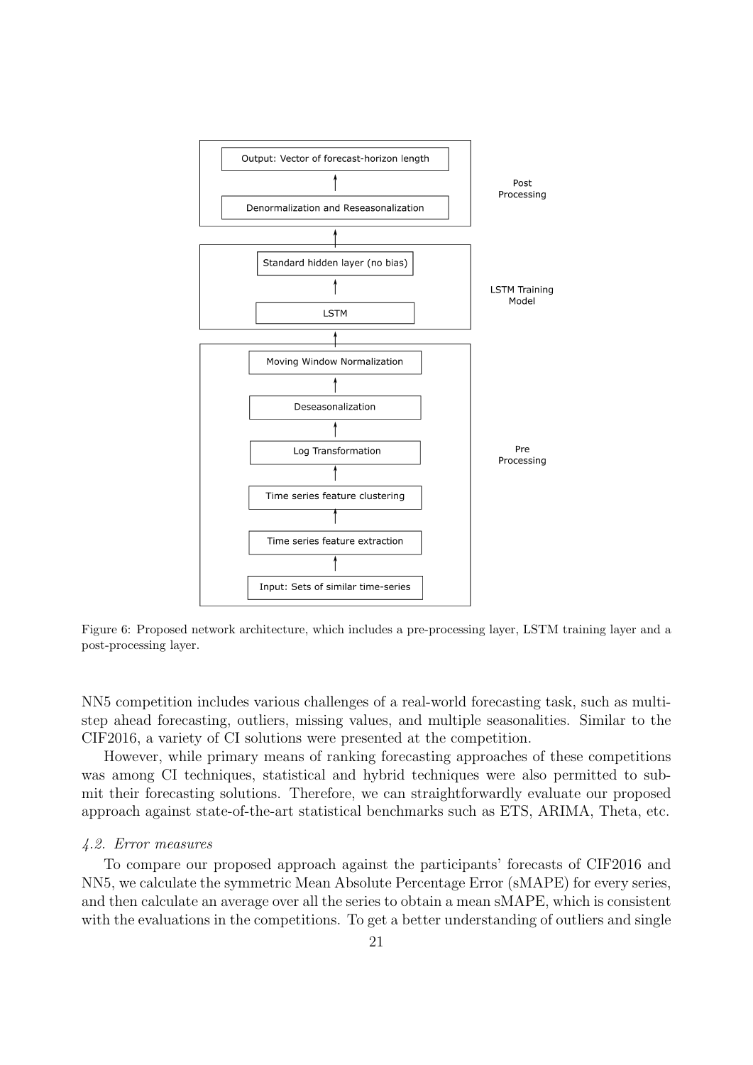Output: Vector of forecast-horizon length

Denormalization and Reseasonalization

Post Processing

Standard hidden layer (no bias)

LSTM

LSTM Training Model

Moving Window Normalization

Deseasonalization

Log Transformation

Time series feature clustering

Time series feature extraction

Input: Sets of similar time-series

Pre Processing

Figure 6: Proposed network architecture, which includes a pre-processing layer, LSTM training layer and a post-processing layer.

NN5 competition includes various challenges of a real-world forecasting task, such as multi-step ahead forecasting, outliers, missing values, and multiple seasonalities. Similar to the CIF2016, a variety of CI solutions were presented at the competition.

However, while primary means of ranking forecasting approaches of these competitions was among CI techniques, statistical and hybrid techniques were also permitted to submit their forecasting solutions. Therefore, we can straightforwardly evaluate our proposed approach against state-of-the-art statistical benchmarks such as ETS, ARIMA, Theta, etc.

### *4.2. Error measures*

To compare our proposed approach against the participants' forecasts of CIF2016 and NN5, we calculate the symmetric Mean Absolute Percentage Error (sMAPE) for every series, and then calculate an average over all the series to obtain a mean sMAPE, which is consistent with the evaluations in the competitions. To get a better understanding of outliers and single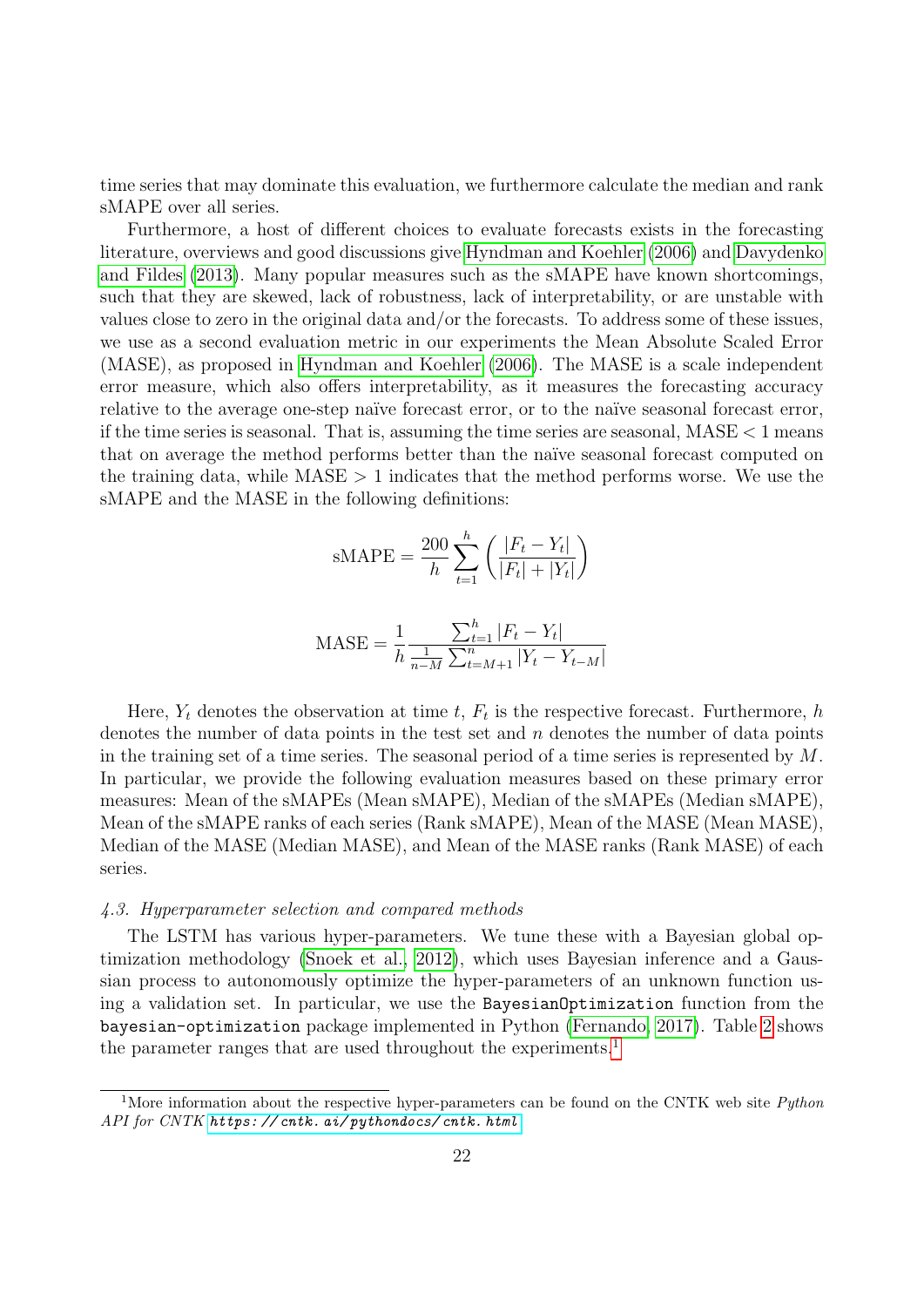time series that may dominate this evaluation, we furthermore calculate the median and rank sMAPE over all series.

Furthermore, a host of different choices to evaluate forecasts exists in the forecasting literature, overviews and good discussions give Hyndman and Koehler (2006) and Davydenko and Fildes (2013). Many popular measures such as the sMAPE have known shortcomings, such that they are skewed, lack of robustness, lack of interpretability, or are unstable with values close to zero in the original data and/or the forecasts. To address some of these issues, we use as a second evaluation metric in our experiments the Mean Absolute Scaled Error (MASE), as proposed in Hyndman and Koehler (2006). The MASE is a scale independent error measure, which also offers interpretability, as it measures the forecasting accuracy relative to the average one-step naïve forecast error, or to the naïve seasonal forecast error, if the time series is seasonal. That is, assuming the time series are seasonal, MASE $< 1$ means that on average the method performs better than the naïve seasonal forecast computed on the training data, while MASE $> 1$ indicates that the method performs worse. We use the sMAPE and the MASE in the following definitions:

$$\text{sMAPE} = \frac{200}{h} \sum_{t=1}^{h} \left( \frac{|F_t - Y_t|}{|F_t| + |Y_t|} \right)$$

$$\text{MASE} = \frac{1}{h} \frac{\sum_{t=1}^{h} |F_t - Y_t|}{\frac{1}{n-M} \sum_{t=M+1}^{n} |Y_t - Y_{t-M}|}$$

Here, $Y_t$ denotes the observation at time $t$, $F_t$ is the respective forecast. Furthermore, $h$ denotes the number of data points in the test set and $n$ denotes the number of data points in the training set of a time series. The seasonal period of a time series is represented by $M$. In particular, we provide the following evaluation measures based on these primary error measures: Mean of the sMAPEs (Mean sMAPE), Median of the sMAPEs (Median sMAPE), Mean of the sMAPE ranks of each series (Rank sMAPE), Mean of the MASE (Mean MASE), Median of the MASE (Median MASE), and Mean of the MASE ranks (Rank MASE) of each series.

### *4.3. Hyperparameter selection and compared methods*

The LSTM has various hyper-parameters. We tune these with a Bayesian global optimization methodology (Snoek et al., 2012), which uses Bayesian inference and a Gaussian process to autonomously optimize the hyper-parameters of an unknown function using a validation set. In particular, we use the `BayesianOptimization` function from the `bayesian-optimization` package implemented in Python (Fernando, 2017). Table 2 shows the parameter ranges that are used throughout the experiments.[1]

[1] More information about the respective hyper-parameters can be found on the CNTK web site *Python API for CNTK* *https://cntk.ai/pythondocs/cntk.html*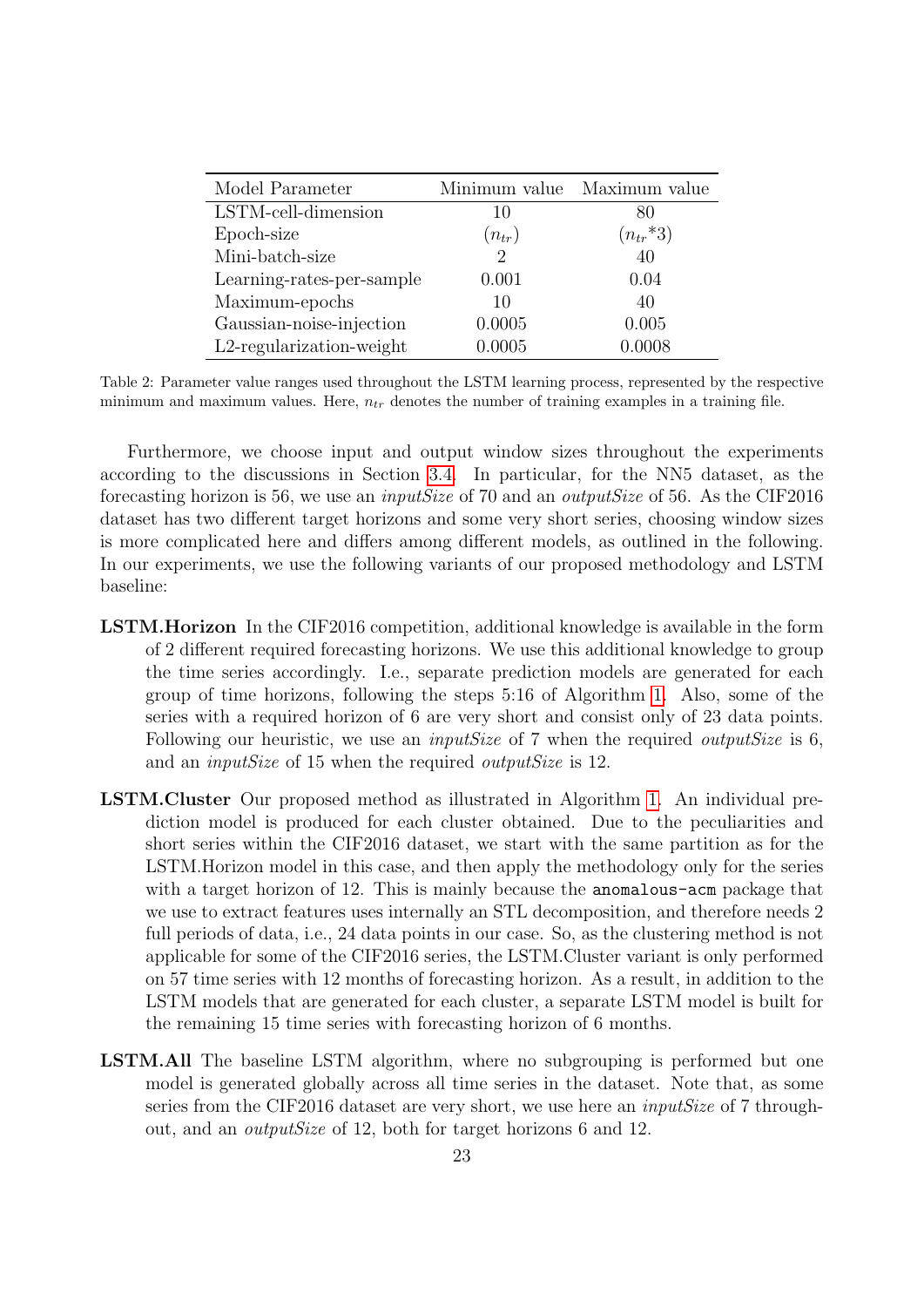| Model Parameter | Minimum value | Maximum value |
|---|---|---|
| LSTM-cell-dimension | 10 | 80 |
| Epoch-size | $(n_{tr})$ | $(n_{tr}*3)$ |
| Mini-batch-size | 2 | 40 |
| Learning-rates-per-sample | 0.001 | 0.04 |
| Maximum-epochs | 10 | 40 |
| Gaussian-noise-injection | 0.0005 | 0.005 |
| L2-regularization-weight | 0.0005 | 0.0008 |

Table 2: Parameter value ranges used throughout the LSTM learning process, represented by the respective minimum and maximum values. Here, $n_{tr}$ denotes the number of training examples in a training file.

Furthermore, we choose input and output window sizes throughout the experiments according to the discussions in Section 3.4. In particular, for the NN5 dataset, as the forecasting horizon is 56, we use an *inputSize* of 70 and an *outputSize* of 56. As the CIF2016 dataset has two different target horizons and some very short series, choosing window sizes is more complicated here and differs among different models, as outlined in the following. In our experiments, we use the following variants of our proposed methodology and LSTM baseline:

**LSTM.Horizon** In the CIF2016 competition, additional knowledge is available in the form of 2 different required forecasting horizons. We use this additional knowledge to group the time series accordingly. I.e., separate prediction models are generated for each group of time horizons, following the steps 5:16 of Algorithm 1. Also, some of the series with a required horizon of 6 are very short and consist only of 23 data points. Following our heuristic, we use an *inputSize* of 7 when the required *outputSize* is 6, and an *inputSize* of 15 when the required *outputSize* is 12.

**LSTM.Cluster** Our proposed method as illustrated in Algorithm 1. An individual prediction model is produced for each cluster obtained. Due to the peculiarities and short series within the CIF2016 dataset, we start with the same partition as for the LSTM.Horizon model in this case, and then apply the methodology only for the series with a target horizon of 12. This is mainly because the `anomalous-acm` package that we use to extract features uses internally an STL decomposition, and therefore needs 2 full periods of data, i.e., 24 data points in our case. So, as the clustering method is not applicable for some of the CIF2016 series, the LSTM.Cluster variant is only performed on 57 time series with 12 months of forecasting horizon. As a result, in addition to the LSTM models that are generated for each cluster, a separate LSTM model is built for the remaining 15 time series with forecasting horizon of 6 months.

**LSTM.All** The baseline LSTM algorithm, where no subgrouping is performed but one model is generated globally across all time series in the dataset. Note that, as some series from the CIF2016 dataset are very short, we use here an *inputSize* of 7 throughout, and an *outputSize* of 12, both for target horizons 6 and 12.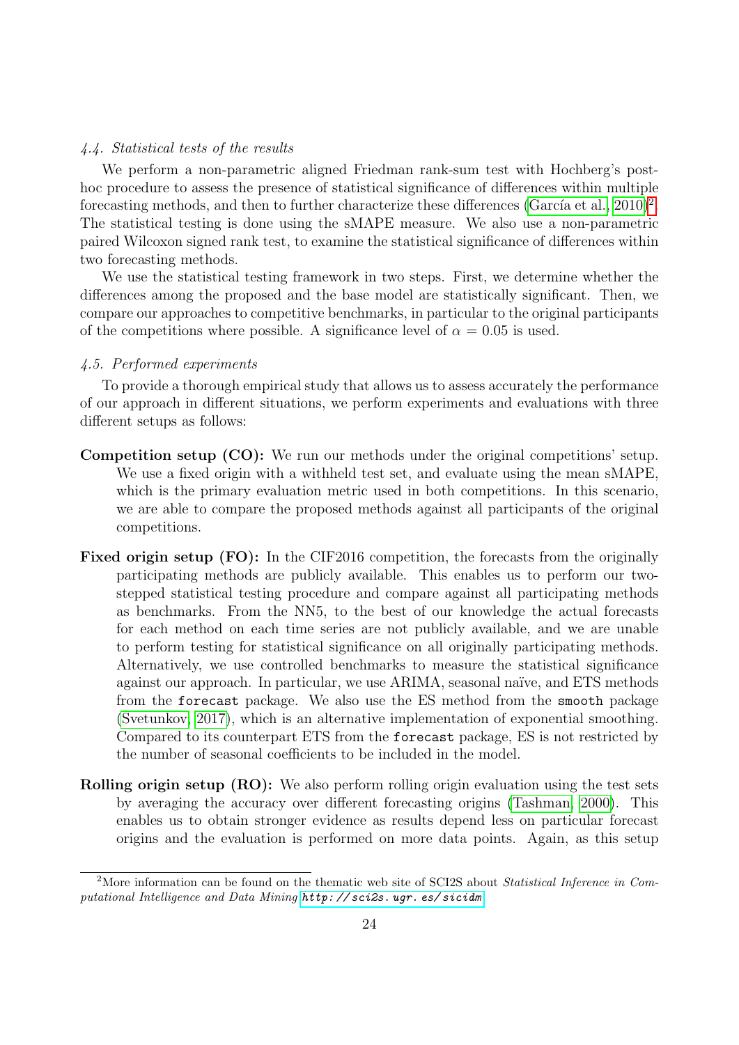#### *4.4. Statistical tests of the results*

We perform a non-parametric aligned Friedman rank-sum test with Hochberg's post-hoc procedure to assess the presence of statistical significance of differences within multiple forecasting methods, and then to further characterize these differences (García et al., 2010)[2]. The statistical testing is done using the sMAPE measure. We also use a non-parametric paired Wilcoxon signed rank test, to examine the statistical significance of differences within two forecasting methods.

We use the statistical testing framework in two steps. First, we determine whether the differences among the proposed and the base model are statistically significant. Then, we compare our approaches to competitive benchmarks, in particular to the original participants of the competitions where possible. A significance level of $\alpha = 0.05$ is used.

#### *4.5. Performed experiments*

To provide a thorough empirical study that allows us to assess accurately the performance of our approach in different situations, we perform experiments and evaluations with three different setups as follows:

**Competition setup (CO):** We run our methods under the original competitions' setup. We use a fixed origin with a withheld test set, and evaluate using the mean sMAPE, which is the primary evaluation metric used in both competitions. In this scenario, we are able to compare the proposed methods against all participants of the original competitions.

**Fixed origin setup (FO):** In the CIF2016 competition, the forecasts from the originally participating methods are publicly available. This enables us to perform our two-stepped statistical testing procedure and compare against all participating methods as benchmarks. From the NN5, to the best of our knowledge the actual forecasts for each method on each time series are not publicly available, and we are unable to perform testing for statistical significance on all originally participating methods. Alternatively, we use controlled benchmarks to measure the statistical significance against our approach. In particular, we use ARIMA, seasonal naïve, and ETS methods from the `forecast` package. We also use the ES method from the `smooth` package (Svetunkov, 2017), which is an alternative implementation of exponential smoothing. Compared to its counterpart ETS from the `forecast` package, ES is not restricted by the number of seasonal coefficients to be included in the model.

**Rolling origin setup (RO):** We also perform rolling origin evaluation using the test sets by averaging the accuracy over different forecasting origins (Tashman, 2000). This enables us to obtain stronger evidence as results depend less on particular forecast origins and the evaluation is performed on more data points. Again, as this setup

---

[2] More information can be found on the thematic web site of SCI2S about *Statistical Inference in Computational Intelligence and Data Mining* *http://sci2s.ugr.es/sicidm*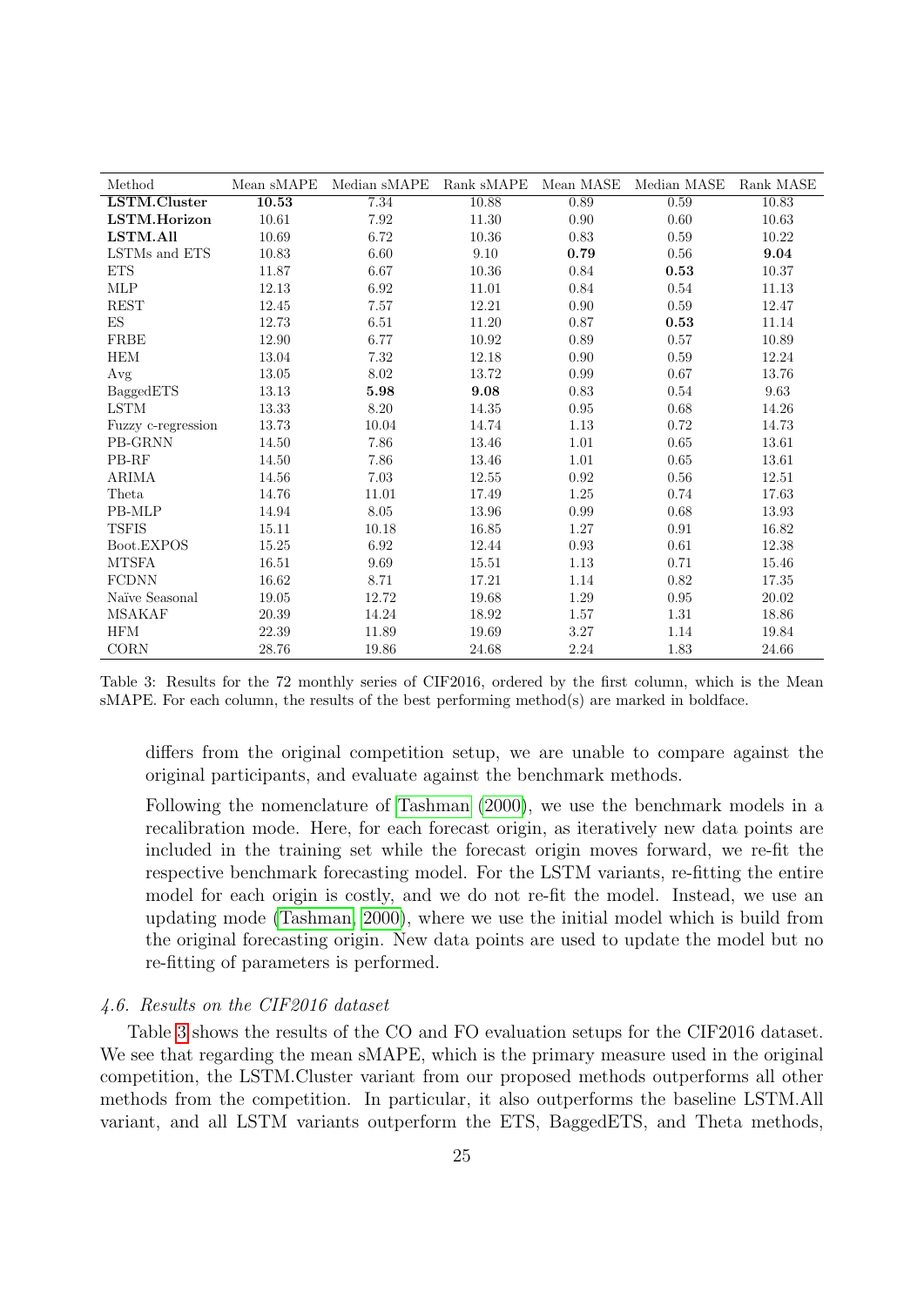| Method | Mean sMAPE | Median sMAPE | Rank sMAPE | Mean MASE | Median MASE | Rank MASE |
|---|---|---|---|---|---|---|
| **LSTM.Cluster** | **10.53** | 7.34 | 10.88 | 0.89 | 0.59 | 10.83 |
| **LSTM.Horizon** | 10.61 | 7.92 | 11.30 | 0.90 | 0.60 | 10.63 |
| **LSTM.All** | 10.69 | 6.72 | 10.36 | 0.83 | 0.59 | 10.22 |
| LSTMs and ETS | 10.83 | 6.60 | 9.10 | **0.79** | 0.56 | **9.04** |
| ETS | 11.87 | 6.67 | 10.36 | 0.84 | **0.53** | 10.37 |
| MLP | 12.13 | 6.92 | 11.01 | 0.84 | 0.54 | 11.13 |
| REST | 12.45 | 7.57 | 12.21 | 0.90 | 0.59 | 12.47 |
| ES | 12.73 | 6.51 | 11.20 | 0.87 | **0.53** | 11.14 |
| FRBE | 12.90 | 6.77 | 10.92 | 0.89 | 0.57 | 10.89 |
| HEM | 13.04 | 7.32 | 12.18 | 0.90 | 0.59 | 12.24 |
| Avg | 13.05 | 8.02 | 13.72 | 0.99 | 0.67 | 13.76 |
| BaggedETS | 13.13 | **5.98** | **9.08** | 0.83 | 0.54 | 9.63 |
| LSTM | 13.33 | 8.20 | 14.35 | 0.95 | 0.68 | 14.26 |
| Fuzzy c-regression | 13.73 | 10.04 | 14.74 | 1.13 | 0.72 | 14.73 |
| PB-GRNN | 14.50 | 7.86 | 13.46 | 1.01 | 0.65 | 13.61 |
| PB-RF | 14.50 | 7.86 | 13.46 | 1.01 | 0.65 | 13.61 |
| ARIMA | 14.56 | 7.03 | 12.55 | 0.92 | 0.56 | 12.51 |
| Theta | 14.76 | 11.01 | 17.49 | 1.25 | 0.74 | 17.63 |
| PB-MLP | 14.94 | 8.05 | 13.96 | 0.99 | 0.68 | 13.93 |
| TSFIS | 15.11 | 10.18 | 16.85 | 1.27 | 0.91 | 16.82 |
| Boot.EXPOS | 15.25 | 6.92 | 12.44 | 0.93 | 0.61 | 12.38 |
| MTSFA | 16.51 | 9.69 | 15.51 | 1.13 | 0.71 | 15.46 |
| FCDNN | 16.62 | 8.71 | 17.21 | 1.14 | 0.82 | 17.35 |
| Naïve Seasonal | 19.05 | 12.72 | 19.68 | 1.29 | 0.95 | 20.02 |
| MSAKAF | 20.39 | 14.24 | 18.92 | 1.57 | 1.31 | 18.86 |
| HFM | 22.39 | 11.89 | 19.69 | 3.27 | 1.14 | 19.84 |
| CORN | 28.76 | 19.86 | 24.68 | 2.24 | 1.83 | 24.66 |

Table 3: Results for the 72 monthly series of CIF2016, ordered by the first column, which is the Mean sMAPE. For each column, the results of the best performing method(s) are marked in boldface.

differs from the original competition setup, we are unable to compare against the original participants, and evaluate against the benchmark methods.

Following the nomenclature of Tashman (2000), we use the benchmark models in a recalibration mode. Here, for each forecast origin, as iteratively new data points are included in the training set while the forecast origin moves forward, we re-fit the respective benchmark forecasting model. For the LSTM variants, re-fitting the entire model for each origin is costly, and we do not re-fit the model. Instead, we use an updating mode (Tashman, 2000), where we use the initial model which is build from the original forecasting origin. New data points are used to update the model but no re-fitting of parameters is performed.

### *4.6. Results on the CIF2016 dataset*

Table 3 shows the results of the CO and FO evaluation setups for the CIF2016 dataset. We see that regarding the mean sMAPE, which is the primary measure used in the original competition, the LSTM.Cluster variant from our proposed methods outperforms all other methods from the competition. In particular, it also outperforms the baseline LSTM.All variant, and all LSTM variants outperform the ETS, BaggedETS, and Theta methods,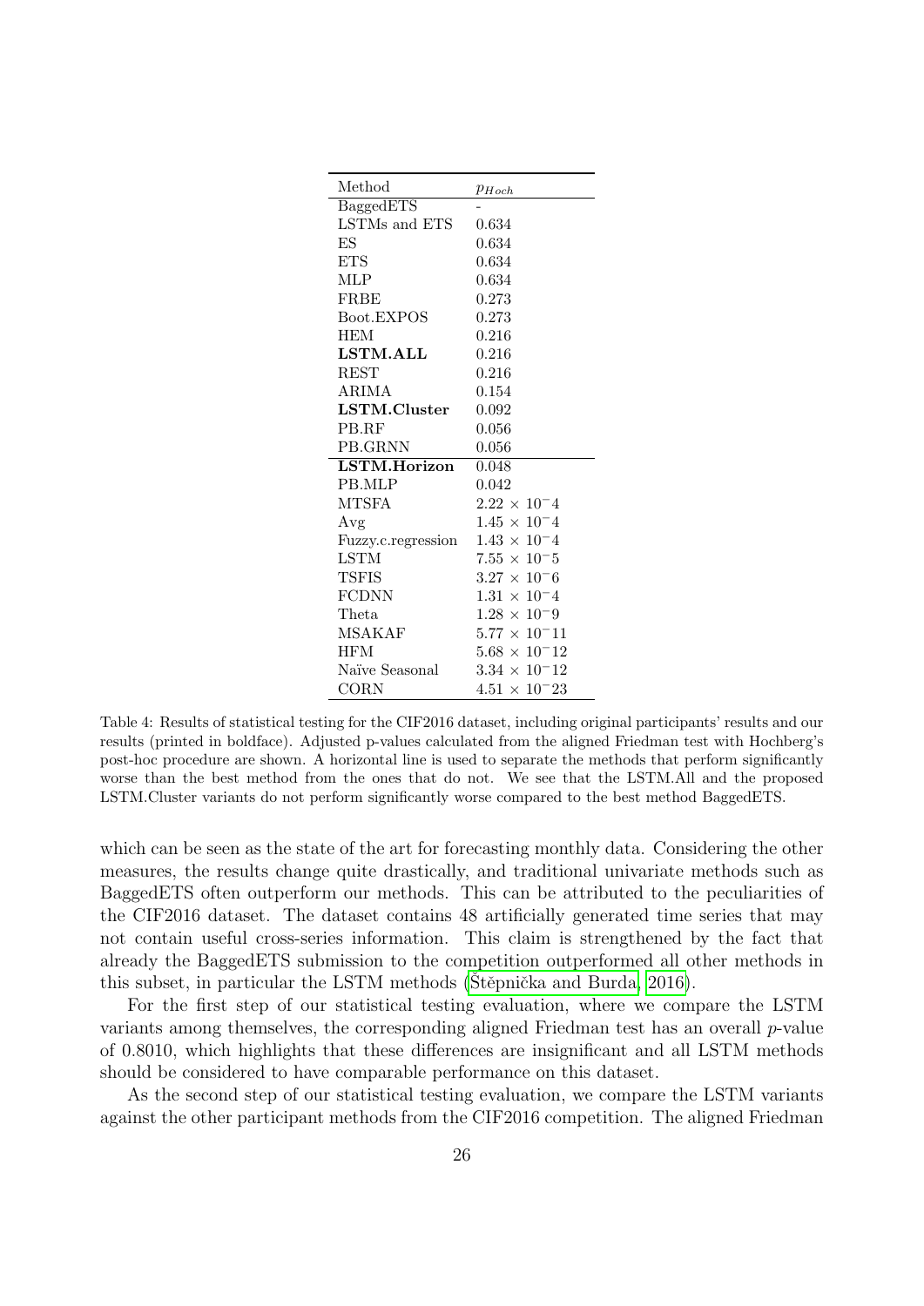| Method | $p_{Hoch}$ |
|---|---|
| BaggedETS | - |
| LSTMs and ETS | 0.634 |
| ES | 0.634 |
| ETS | 0.634 |
| MLP | 0.634 |
| FRBE | 0.273 |
| Boot.EXPOS | 0.273 |
| HEM | 0.216 |
| **LSTM.ALL** | 0.216 |
| REST | 0.216 |
| ARIMA | 0.154 |
| **LSTM.Cluster** | 0.092 |
| PB.RF | 0.056 |
| PB.GRNN | 0.056 |
| **LSTM.Horizon** | 0.048 |
| PB.MLP | 0.042 |
| MTSFA | $2.22 \times 10^{-}4$ |
| Avg | $1.45 \times 10^{-}4$ |
| Fuzzy.c.regression | $1.43 \times 10^{-}4$ |
| LSTM | $7.55 \times 10^{-}5$ |
| TSFIS | $3.27 \times 10^{-}6$ |
| FCDNN | $1.31 \times 10^{-}4$ |
| Theta | $1.28 \times 10^{-}9$ |
| MSAKAF | $5.77 \times 10^{-}11$ |
| HFM | $5.68 \times 10^{-}12$ |
| Naïve Seasonal | $3.34 \times 10^{-}12$ |
| CORN | $4.51 \times 10^{-}23$ |

Table 4: Results of statistical testing for the CIF2016 dataset, including original participants' results and our results (printed in boldface). Adjusted p-values calculated from the aligned Friedman test with Hochberg's post-hoc procedure are shown. A horizontal line is used to separate the methods that perform significantly worse than the best method from the ones that do not. We see that the LSTM.All and the proposed LSTM.Cluster variants do not perform significantly worse compared to the best method BaggedETS.

which can be seen as the state of the art for forecasting monthly data. Considering the other measures, the results change quite drastically, and traditional univariate methods such as BaggedETS often outperform our methods. This can be attributed to the peculiarities of the CIF2016 dataset. The dataset contains 48 artificially generated time series that may not contain useful cross-series information. This claim is strengthened by the fact that already the BaggedETS submission to the competition outperformed all other methods in this subset, in particular the LSTM methods (Štěpnička and Burda, 2016).

For the first step of our statistical testing evaluation, where we compare the LSTM variants among themselves, the corresponding aligned Friedman test has an overall $p$-value of 0.8010, which highlights that these differences are insignificant and all LSTM methods should be considered to have comparable performance on this dataset.

As the second step of our statistical testing evaluation, we compare the LSTM variants against the other participant methods from the CIF2016 competition. The aligned Friedman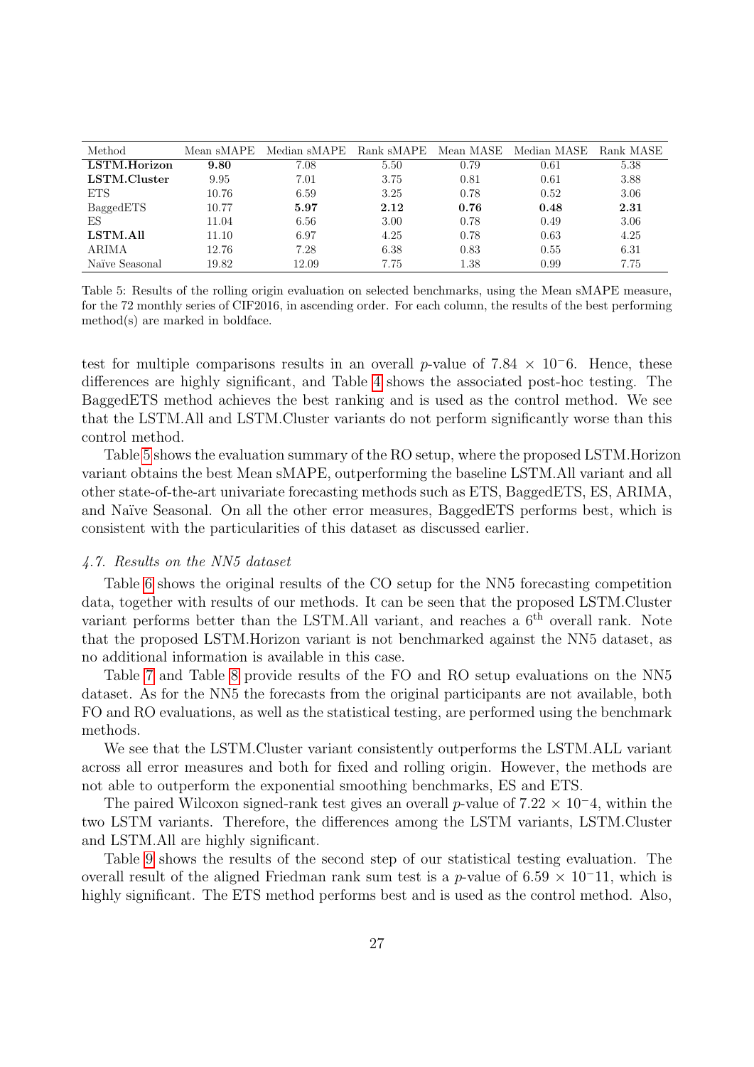| Method | Mean sMAPE | Median sMAPE | Rank sMAPE | Mean MASE | Median MASE | Rank MASE |
|---|---|---|---|---|---|---|
| **LSTM.Horizon** | **9.80** | 7.08 | 5.50 | 0.79 | 0.61 | 5.38 |
| **LSTM.Cluster** | 9.95 | 7.01 | 3.75 | 0.81 | 0.61 | 3.88 |
| ETS | 10.76 | 6.59 | 3.25 | 0.78 | 0.52 | 3.06 |
| BaggedETS | 10.77 | **5.97** | **2.12** | **0.76** | **0.48** | **2.31** |
| ES | 11.04 | 6.56 | 3.00 | 0.78 | 0.49 | 3.06 |
| **LSTM.All** | 11.10 | 6.97 | 4.25 | 0.78 | 0.63 | 4.25 |
| ARIMA | 12.76 | 7.28 | 6.38 | 0.83 | 0.55 | 6.31 |
| Naïve Seasonal | 19.82 | 12.09 | 7.75 | 1.38 | 0.99 | 7.75 |

Table 5: Results of the rolling origin evaluation on selected benchmarks, using the Mean sMAPE measure, for the 72 monthly series of CIF2016, in ascending order. For each column, the results of the best performing method(s) are marked in boldface.

test for multiple comparisons results in an overall $p$-value of $7.84 \times 10^{-}6$. Hence, these differences are highly significant, and Table 4 shows the associated post-hoc testing. The BaggedETS method achieves the best ranking and is used as the control method. We see that the LSTM.All and LSTM.Cluster variants do not perform significantly worse than this control method.

Table 5 shows the evaluation summary of the RO setup, where the proposed LSTM.Horizon variant obtains the best Mean sMAPE, outperforming the baseline LSTM.All variant and all other state-of-the-art univariate forecasting methods such as ETS, BaggedETS, ES, ARIMA, and Naïve Seasonal. On all the other error measures, BaggedETS performs best, which is consistent with the particularities of this dataset as discussed earlier.

### *4.7. Results on the NN5 dataset*

Table 6 shows the original results of the CO setup for the NN5 forecasting competition data, together with results of our methods. It can be seen that the proposed LSTM.Cluster variant performs better than the LSTM.All variant, and reaches a $6^{\text{th}}$ overall rank. Note that the proposed LSTM.Horizon variant is not benchmarked against the NN5 dataset, as no additional information is available in this case.

Table 7 and Table 8 provide results of the FO and RO setup evaluations on the NN5 dataset. As for the NN5 the forecasts from the original participants are not available, both FO and RO evaluations, as well as the statistical testing, are performed using the benchmark methods.

We see that the LSTM.Cluster variant consistently outperforms the LSTM.ALL variant across all error measures and both for fixed and rolling origin. However, the methods are not able to outperform the exponential smoothing benchmarks, ES and ETS.

The paired Wilcoxon signed-rank test gives an overall $p$-value of $7.22 \times 10^{-}4$, within the two LSTM variants. Therefore, the differences among the LSTM variants, LSTM.Cluster and LSTM.All are highly significant.

Table 9 shows the results of the second step of our statistical testing evaluation. The overall result of the aligned Friedman rank sum test is a $p$-value of $6.59 \times 10^{-}11$, which is highly significant. The ETS method performs best and is used as the control method. Also,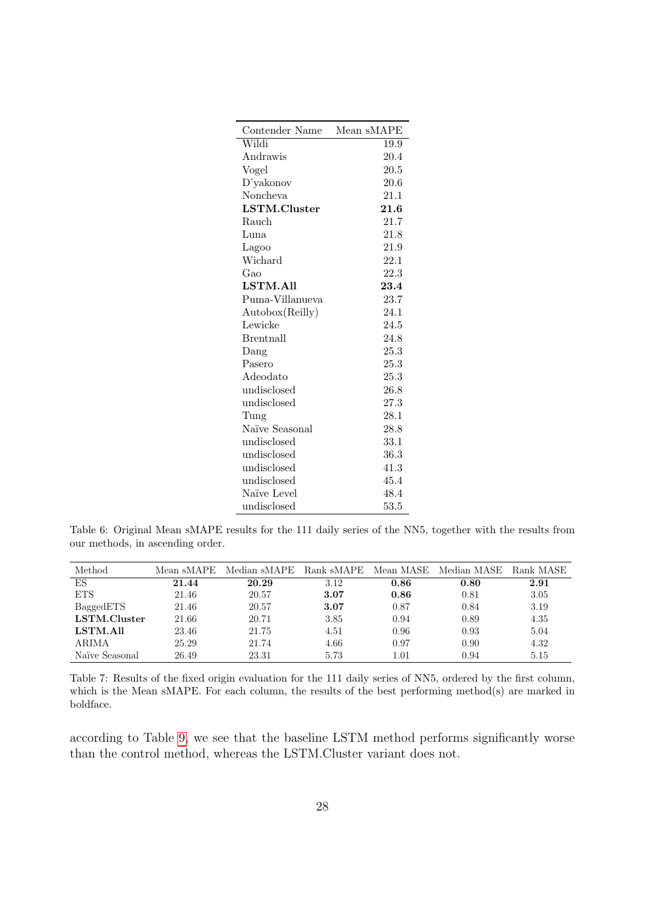| Contender Name | Mean sMAPE |
|---|---|
| Wildi | 19.9 |
| Andrawis | 20.4 |
| Vogel | 20.5 |
| D'yakonov | 20.6 |
| Noncheva | 21.1 |
| **LSTM.Cluster** | **21.6** |
| Rauch | 21.7 |
| Luna | 21.8 |
| Lagoo | 21.9 |
| Wichard | 22.1 |
| Gao | 22.3 |
| **LSTM.All** | **23.4** |
| Puma-Villanueva | 23.7 |
| Autobox(Reilly) | 24.1 |
| Lewicke | 24.5 |
| Brentnall | 24.8 |
| Dang | 25.3 |
| Pasero | 25.3 |
| Adeodato | 25.3 |
| undisclosed | 26.8 |
| undisclosed | 27.3 |
| Tung | 28.1 |
| Naïve Seasonal | 28.8 |
| undisclosed | 33.1 |
| undisclosed | 36.3 |
| undisclosed | 41.3 |
| undisclosed | 45.4 |
| Naïve Level | 48.4 |
| undisclosed | 53.5 |

Table 6: Original Mean sMAPE results for the 111 daily series of the NN5, together with the results from our methods, in ascending order.

| Method | Mean sMAPE | Median sMAPE | Rank sMAPE | Mean MASE | Median MASE | Rank MASE |
|---|---|---|---|---|---|---|
| ES | **21.44** | **20.29** | 3.12 | **0.86** | **0.80** | **2.91** |
| ETS | 21.46 | 20.57 | **3.07** | **0.86** | 0.81 | 3.05 |
| BaggedETS | 21.46 | 20.57 | **3.07** | 0.87 | 0.84 | 3.19 |
| **LSTM.Cluster** | 21.66 | 20.71 | 3.85 | 0.94 | 0.89 | 4.35 |
| **LSTM.All** | 23.46 | 21.75 | 4.51 | 0.96 | 0.93 | 5.04 |
| ARIMA | 25.29 | 21.74 | 4.66 | 0.97 | 0.90 | 4.32 |
| Naïve Seasonal | 26.49 | 23.31 | 5.73 | 1.01 | 0.94 | 5.15 |

Table 7: Results of the fixed origin evaluation for the 111 daily series of NN5, ordered by the first column, which is the Mean sMAPE. For each column, the results of the best performing method(s) are marked in boldface.

according to Table 9, we see that the baseline LSTM method performs significantly worse than the control method, whereas the LSTM.Cluster variant does not.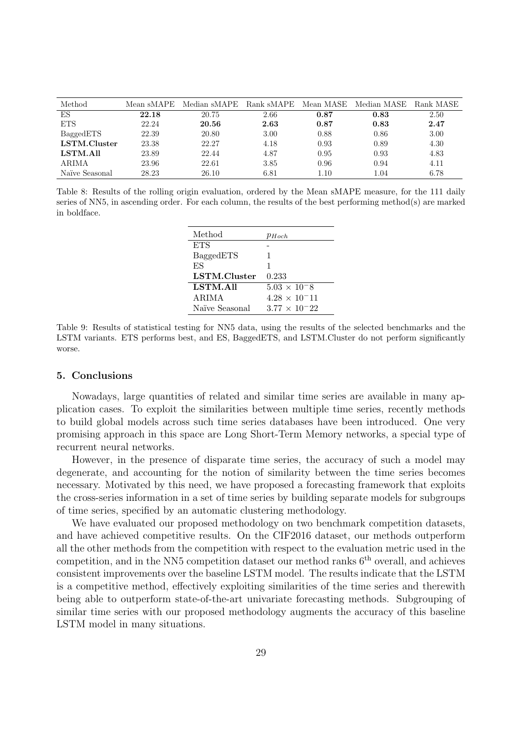| Method | Mean sMAPE | Median sMAPE | Rank sMAPE | Mean MASE | Median MASE | Rank MASE |
|---|---|---|---|---|---|---|
| ES | **22.18** | 20.75 | 2.66 | **0.87** | **0.83** | 2.50 |
| ETS | 22.24 | **20.56** | **2.63** | **0.87** | **0.83** | **2.47** |
| BaggedETS | 22.39 | 20.80 | 3.00 | 0.88 | 0.86 | 3.00 |
| **LSTM.Cluster** | 23.38 | 22.27 | 4.18 | 0.93 | 0.89 | 4.30 |
| **LSTM.All** | 23.89 | 22.44 | 4.87 | 0.95 | 0.93 | 4.83 |
| ARIMA | 23.96 | 22.61 | 3.85 | 0.96 | 0.94 | 4.11 |
| Naïve Seasonal | 28.23 | 26.10 | 6.81 | 1.10 | 1.04 | 6.78 |

Table 8: Results of the rolling origin evaluation, ordered by the Mean sMAPE measure, for the 111 daily series of NN5, in ascending order. For each column, the results of the best performing method(s) are marked in boldface.

| Method | $p_{Hoch}$ |
|---|---|
| ETS | - |
| BaggedETS | 1 |
| ES | 1 |
| **LSTM.Cluster** | 0.233 |
| **LSTM.All** | $5.03 \times 10^{-8}$ |
| ARIMA | $4.28 \times 10^{-11}$ |
| Naïve Seasonal | $3.77 \times 10^{-22}$ |

Table 9: Results of statistical testing for NN5 data, using the results of the selected benchmarks and the LSTM variants. ETS performs best, and ES, BaggedETS, and LSTM.Cluster do not perform significantly worse.

## 5. Conclusions

Nowadays, large quantities of related and similar time series are available in many application cases. To exploit the similarities between multiple time series, recently methods to build global models across such time series databases have been introduced. One very promising approach in this space are Long Short-Term Memory networks, a special type of recurrent neural networks.

However, in the presence of disparate time series, the accuracy of such a model may degenerate, and accounting for the notion of similarity between the time series becomes necessary. Motivated by this need, we have proposed a forecasting framework that exploits the cross-series information in a set of time series by building separate models for subgroups of time series, specified by an automatic clustering methodology.

We have evaluated our proposed methodology on two benchmark competition datasets, and have achieved competitive results. On the CIF2016 dataset, our methods outperform all the other methods from the competition with respect to the evaluation metric used in the competition, and in the NN5 competition dataset our method ranks $6^{\text{th}}$ overall, and achieves consistent improvements over the baseline LSTM model. The results indicate that the LSTM is a competitive method, effectively exploiting similarities of the time series and therewith being able to outperform state-of-the-art univariate forecasting methods. Subgrouping of similar time series with our proposed methodology augments the accuracy of this baseline LSTM model in many situations.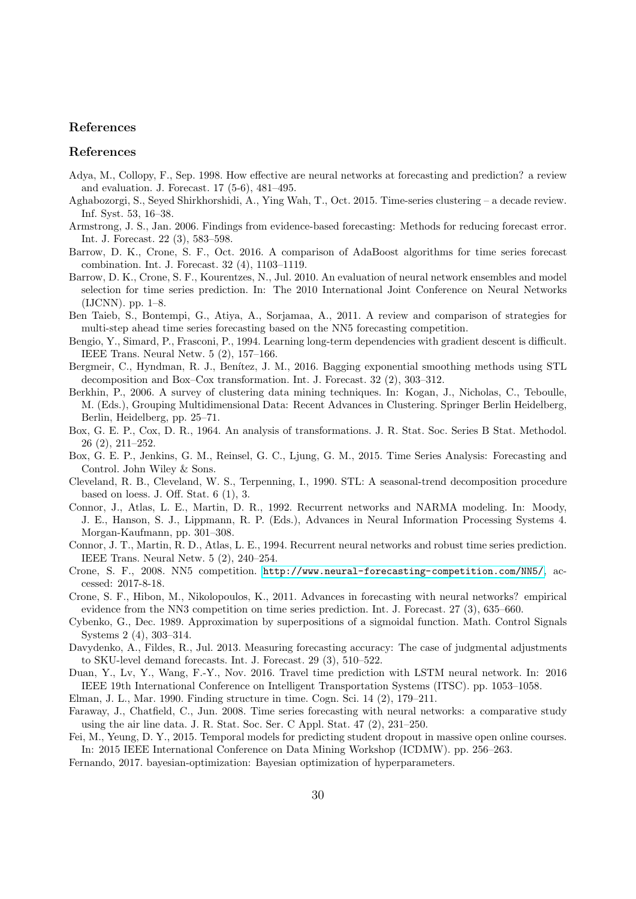## References

## References

Adya, M., Collopy, F., Sep. 1998. How effective are neural networks at forecasting and prediction? a review and evaluation. J. Forecast. 17 (5-6), 481–495.

Aghabozorgi, S., Seyed Shirkhorshidi, A., Ying Wah, T., Oct. 2015. Time-series clustering – a decade review. Inf. Syst. 53, 16–38.

Armstrong, J. S., Jan. 2006. Findings from evidence-based forecasting: Methods for reducing forecast error. Int. J. Forecast. 22 (3), 583–598.

Barrow, D. K., Crone, S. F., Oct. 2016. A comparison of AdaBoost algorithms for time series forecast combination. Int. J. Forecast. 32 (4), 1103–1119.

Barrow, D. K., Crone, S. F., Kourentzes, N., Jul. 2010. An evaluation of neural network ensembles and model selection for time series prediction. In: The 2010 International Joint Conference on Neural Networks (IJCNN). pp. 1–8.

Ben Taieb, S., Bontempi, G., Atiya, A., Sorjamaa, A., 2011. A review and comparison of strategies for multi-step ahead time series forecasting based on the NN5 forecasting competition.

Bengio, Y., Simard, P., Frasconi, P., 1994. Learning long-term dependencies with gradient descent is difficult. IEEE Trans. Neural Netw. 5 (2), 157–166.

Bergmeir, C., Hyndman, R. J., Benítez, J. M., 2016. Bagging exponential smoothing methods using STL decomposition and Box–Cox transformation. Int. J. Forecast. 32 (2), 303–312.

Berkhin, P., 2006. A survey of clustering data mining techniques. In: Kogan, J., Nicholas, C., Teboulle, M. (Eds.), Grouping Multidimensional Data: Recent Advances in Clustering. Springer Berlin Heidelberg, Berlin, Heidelberg, pp. 25–71.

Box, G. E. P., Cox, D. R., 1964. An analysis of transformations. J. R. Stat. Soc. Series B Stat. Methodol. 26 (2), 211–252.

Box, G. E. P., Jenkins, G. M., Reinsel, G. C., Ljung, G. M., 2015. Time Series Analysis: Forecasting and Control. John Wiley & Sons.

Cleveland, R. B., Cleveland, W. S., Terpenning, I., 1990. STL: A seasonal-trend decomposition procedure based on loess. J. Off. Stat. 6 (1), 3.

Connor, J., Atlas, L. E., Martin, D. R., 1992. Recurrent networks and NARMA modeling. In: Moody, J. E., Hanson, S. J., Lippmann, R. P. (Eds.), Advances in Neural Information Processing Systems 4. Morgan-Kaufmann, pp. 301–308.

Connor, J. T., Martin, R. D., Atlas, L. E., 1994. Recurrent neural networks and robust time series prediction. IEEE Trans. Neural Netw. 5 (2), 240–254.

Crone, S. F., 2008. NN5 competition. http://www.neural-forecasting-competition.com/NN5/, accessed: 2017-8-18.

Crone, S. F., Hibon, M., Nikolopoulos, K., 2011. Advances in forecasting with neural networks? empirical evidence from the NN3 competition on time series prediction. Int. J. Forecast. 27 (3), 635–660.

Cybenko, G., Dec. 1989. Approximation by superpositions of a sigmoidal function. Math. Control Signals Systems 2 (4), 303–314.

Davydenko, A., Fildes, R., Jul. 2013. Measuring forecasting accuracy: The case of judgmental adjustments to SKU-level demand forecasts. Int. J. Forecast. 29 (3), 510–522.

Duan, Y., Lv, Y., Wang, F.-Y., Nov. 2016. Travel time prediction with LSTM neural network. In: 2016 IEEE 19th International Conference on Intelligent Transportation Systems (ITSC). pp. 1053–1058.

Elman, J. L., Mar. 1990. Finding structure in time. Cogn. Sci. 14 (2), 179–211.

Faraway, J., Chatfield, C., Jun. 2008. Time series forecasting with neural networks: a comparative study using the air line data. J. R. Stat. Soc. Ser. C Appl. Stat. 47 (2), 231–250.

Fei, M., Yeung, D. Y., 2015. Temporal models for predicting student dropout in massive open online courses. In: 2015 IEEE International Conference on Data Mining Workshop (ICDMW). pp. 256–263.

Fernando, 2017. bayesian-optimization: Bayesian optimization of hyperparameters.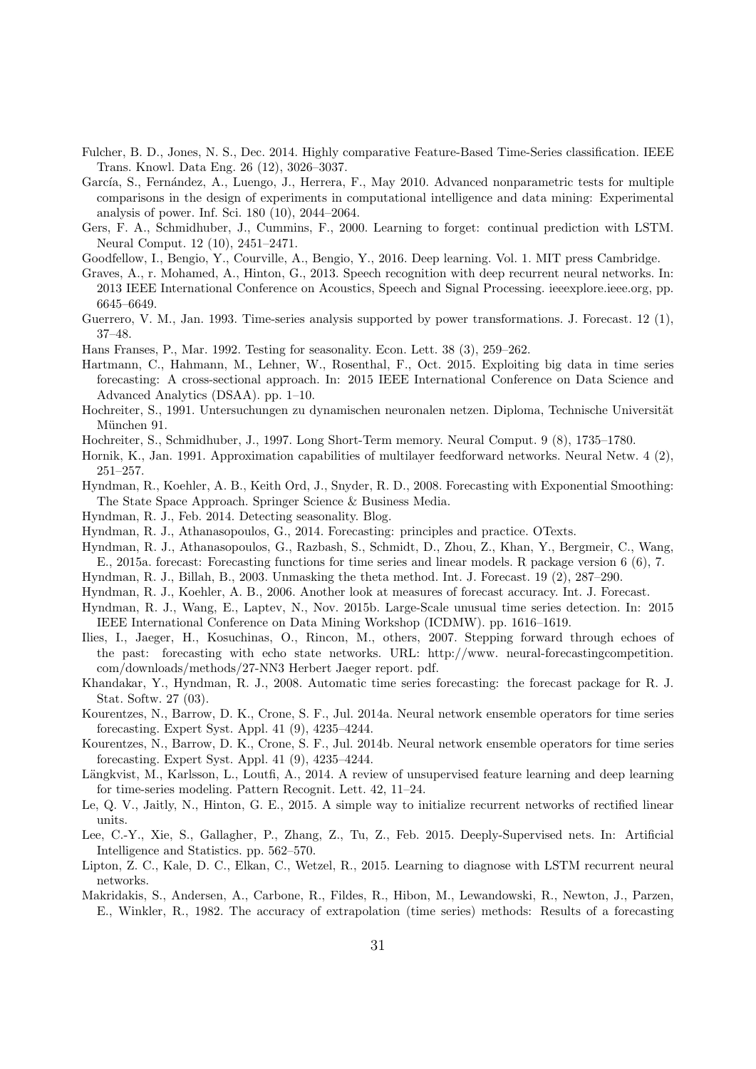Fulcher, B. D., Jones, N. S., Dec. 2014. Highly comparative Feature-Based Time-Series classification. IEEE Trans. Knowl. Data Eng. 26 (12), 3026–3037.

García, S., Fernández, A., Luengo, J., Herrera, F., May 2010. Advanced nonparametric tests for multiple comparisons in the design of experiments in computational intelligence and data mining: Experimental analysis of power. Inf. Sci. 180 (10), 2044–2064.

Gers, F. A., Schmidhuber, J., Cummins, F., 2000. Learning to forget: continual prediction with LSTM. Neural Comput. 12 (10), 2451–2471.

Goodfellow, I., Bengio, Y., Courville, A., Bengio, Y., 2016. Deep learning. Vol. 1. MIT press Cambridge.

Graves, A., r. Mohamed, A., Hinton, G., 2013. Speech recognition with deep recurrent neural networks. In: 2013 IEEE International Conference on Acoustics, Speech and Signal Processing. ieeexplore.ieee.org, pp. 6645–6649.

Guerrero, V. M., Jan. 1993. Time-series analysis supported by power transformations. J. Forecast. 12 (1), 37–48.

Hans Franses, P., Mar. 1992. Testing for seasonality. Econ. Lett. 38 (3), 259–262.

Hartmann, C., Hahmann, M., Lehner, W., Rosenthal, F., Oct. 2015. Exploiting big data in time series forecasting: A cross-sectional approach. In: 2015 IEEE International Conference on Data Science and Advanced Analytics (DSAA). pp. 1–10.

Hochreiter, S., 1991. Untersuchungen zu dynamischen neuronalen netzen. Diploma, Technische Universität München 91.

Hochreiter, S., Schmidhuber, J., 1997. Long Short-Term memory. Neural Comput. 9 (8), 1735–1780.

Hornik, K., Jan. 1991. Approximation capabilities of multilayer feedforward networks. Neural Netw. 4 (2), 251–257.

Hyndman, R., Koehler, A. B., Keith Ord, J., Snyder, R. D., 2008. Forecasting with Exponential Smoothing: The State Space Approach. Springer Science & Business Media.

Hyndman, R. J., Feb. 2014. Detecting seasonality. Blog.

Hyndman, R. J., Athanasopoulos, G., 2014. Forecasting: principles and practice. OTexts.

Hyndman, R. J., Athanasopoulos, G., Razbash, S., Schmidt, D., Zhou, Z., Khan, Y., Bergmeir, C., Wang, E., 2015a. forecast: Forecasting functions for time series and linear models. R package version 6 (6), 7.

Hyndman, R. J., Billah, B., 2003. Unmasking the theta method. Int. J. Forecast. 19 (2), 287–290.

Hyndman, R. J., Koehler, A. B., 2006. Another look at measures of forecast accuracy. Int. J. Forecast.

Hyndman, R. J., Wang, E., Laptev, N., Nov. 2015b. Large-Scale unusual time series detection. In: 2015 IEEE International Conference on Data Mining Workshop (ICDMW). pp. 1616–1619.

Ilies, I., Jaeger, H., Kosuchinas, O., Rincon, M., others, 2007. Stepping forward through echoes of the past: forecasting with echo state networks. URL: http://www. neural-forecastingcompetition. com/downloads/methods/27-NN3 Herbert Jaeger report. pdf.

Khandakar, Y., Hyndman, R. J., 2008. Automatic time series forecasting: the forecast package for R. J. Stat. Softw. 27 (03).

Kourentzes, N., Barrow, D. K., Crone, S. F., Jul. 2014a. Neural network ensemble operators for time series forecasting. Expert Syst. Appl. 41 (9), 4235–4244.

Kourentzes, N., Barrow, D. K., Crone, S. F., Jul. 2014b. Neural network ensemble operators for time series forecasting. Expert Syst. Appl. 41 (9), 4235–4244.

Längkvist, M., Karlsson, L., Loutfi, A., 2014. A review of unsupervised feature learning and deep learning for time-series modeling. Pattern Recognit. Lett. 42, 11–24.

Le, Q. V., Jaitly, N., Hinton, G. E., 2015. A simple way to initialize recurrent networks of rectified linear units.

Lee, C.-Y., Xie, S., Gallagher, P., Zhang, Z., Tu, Z., Feb. 2015. Deeply-Supervised nets. In: Artificial Intelligence and Statistics. pp. 562–570.

Lipton, Z. C., Kale, D. C., Elkan, C., Wetzel, R., 2015. Learning to diagnose with LSTM recurrent neural networks.

Makridakis, S., Andersen, A., Carbone, R., Fildes, R., Hibon, M., Lewandowski, R., Newton, J., Parzen, E., Winkler, R., 1982. The accuracy of extrapolation (time series) methods: Results of a forecasting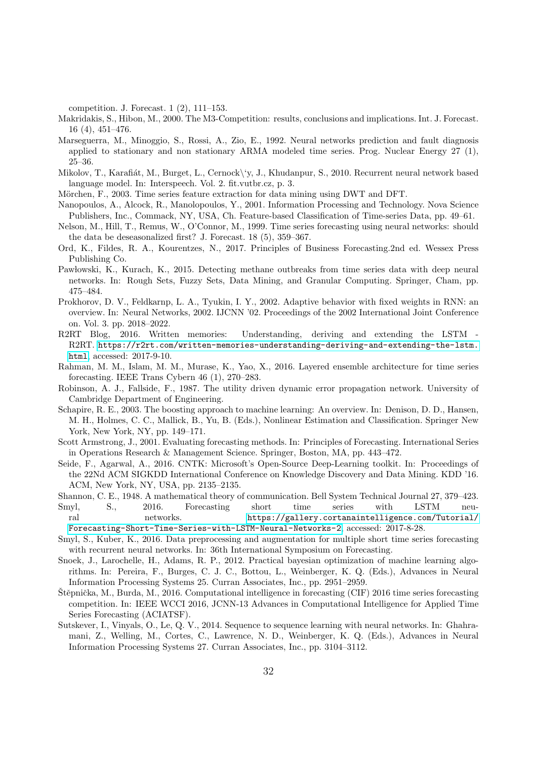competition. J. Forecast. 1 (2), 111–153.

Makridakis, S., Hibon, M., 2000. The M3-Competition: results, conclusions and implications. Int. J. Forecast. 16 (4), 451–476.

Marseguerra, M., Minoggio, S., Rossi, A., Zio, E., 1992. Neural networks prediction and fault diagnosis applied to stationary and non stationary ARMA modeled time series. Prog. Nuclear Energy 27 (1), 25–36.

Mikolov, T., Karafiát, M., Burget, L., Cernock\'y, J., Khudanpur, S., 2010. Recurrent neural network based language model. In: Interspeech. Vol. 2. fit.vutbr.cz, p. 3.

Mörchen, F., 2003. Time series feature extraction for data mining using DWT and DFT.

Nanopoulos, A., Alcock, R., Manolopoulos, Y., 2001. Information Processing and Technology. Nova Science Publishers, Inc., Commack, NY, USA, Ch. Feature-based Classification of Time-series Data, pp. 49–61.

Nelson, M., Hill, T., Remus, W., O'Connor, M., 1999. Time series forecasting using neural networks: should the data be deseasonalized first? J. Forecast. 18 (5), 359–367.

Ord, K., Fildes, R. A., Kourentzes, N., 2017. Principles of Business Forecasting.2nd ed. Wessex Press Publishing Co.

Pawłowski, K., Kurach, K., 2015. Detecting methane outbreaks from time series data with deep neural networks. In: Rough Sets, Fuzzy Sets, Data Mining, and Granular Computing. Springer, Cham, pp. 475–484.

Prokhorov, D. V., Feldkarnp, L. A., Tyukin, I. Y., 2002. Adaptive behavior with fixed weights in RNN: an overview. In: Neural Networks, 2002. IJCNN '02. Proceedings of the 2002 International Joint Conference on. Vol. 3. pp. 2018–2022.

R2RT Blog, 2016. Written memories: Understanding, deriving and extending the LSTM - R2RT. https://r2rt.com/written-memories-understanding-deriving-and-extending-the-lstm.html, accessed: 2017-9-10.

Rahman, M. M., Islam, M. M., Murase, K., Yao, X., 2016. Layered ensemble architecture for time series forecasting. IEEE Trans Cybern 46 (1), 270–283.

Robinson, A. J., Fallside, F., 1987. The utility driven dynamic error propagation network. University of Cambridge Department of Engineering.

Schapire, R. E., 2003. The boosting approach to machine learning: An overview. In: Denison, D. D., Hansen, M. H., Holmes, C. C., Mallick, B., Yu, B. (Eds.), Nonlinear Estimation and Classification. Springer New York, New York, NY, pp. 149–171.

Scott Armstrong, J., 2001. Evaluating forecasting methods. In: Principles of Forecasting. International Series in Operations Research & Management Science. Springer, Boston, MA, pp. 443–472.

Seide, F., Agarwal, A., 2016. CNTK: Microsoft's Open-Source Deep-Learning toolkit. In: Proceedings of the 22Nd ACM SIGKDD International Conference on Knowledge Discovery and Data Mining. KDD '16. ACM, New York, NY, USA, pp. 2135–2135.

Shannon, C. E., 1948. A mathematical theory of communication. Bell System Technical Journal 27, 379–423.

Smyl, S., 2016. Forecasting short time series with LSTM neural networks. https://gallery.cortanaintelligence.com/Tutorial/Forecasting-Short-Time-Series-with-LSTM-Neural-Networks-2, accessed: 2017-8-28.

Smyl, S., Kuber, K., 2016. Data preprocessing and augmentation for multiple short time series forecasting with recurrent neural networks. In: 36th International Symposium on Forecasting.

Snoek, J., Larochelle, H., Adams, R. P., 2012. Practical bayesian optimization of machine learning algorithms. In: Pereira, F., Burges, C. J. C., Bottou, L., Weinberger, K. Q. (Eds.), Advances in Neural Information Processing Systems 25. Curran Associates, Inc., pp. 2951–2959.

Štěpnička, M., Burda, M., 2016. Computational intelligence in forecasting (CIF) 2016 time series forecasting competition. In: IEEE WCCI 2016, JCNN-13 Advances in Computational Intelligence for Applied Time Series Forecasting (ACIATSF).

Sutskever, I., Vinyals, O., Le, Q. V., 2014. Sequence to sequence learning with neural networks. In: Ghahramani, Z., Welling, M., Cortes, C., Lawrence, N. D., Weinberger, K. Q. (Eds.), Advances in Neural Information Processing Systems 27. Curran Associates, Inc., pp. 3104–3112.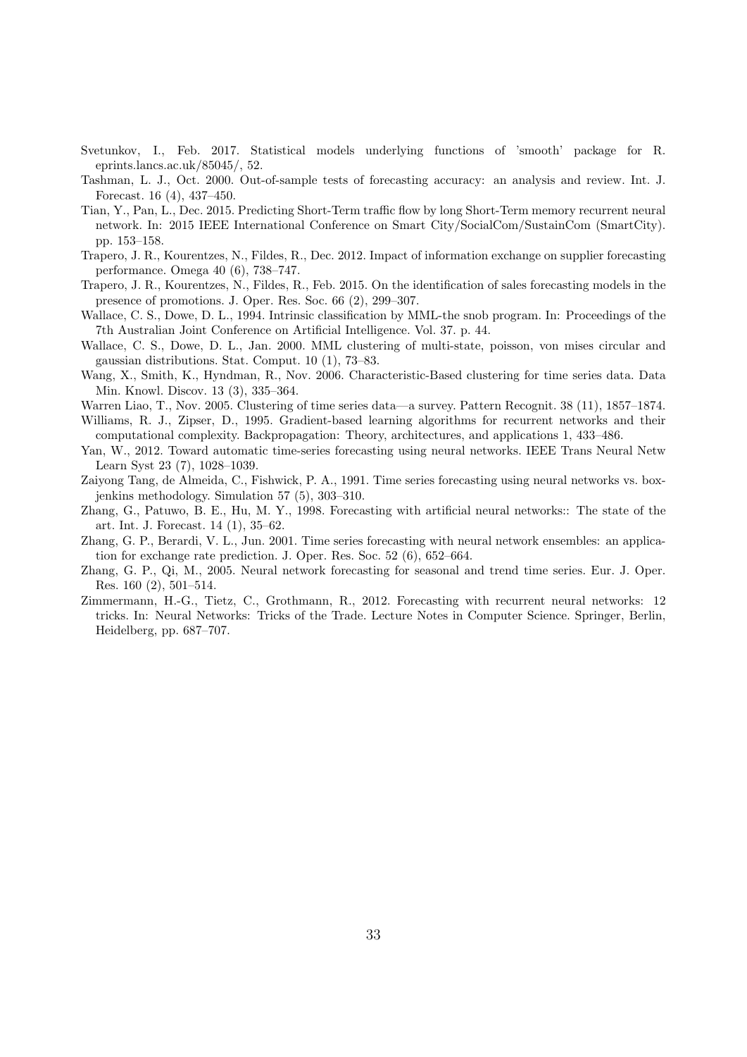Svetunkov, I., Feb. 2017. Statistical models underlying functions of 'smooth' package for R. eprints.lancs.ac.uk/85045/, 52.

Tashman, L. J., Oct. 2000. Out-of-sample tests of forecasting accuracy: an analysis and review. Int. J. Forecast. 16 (4), 437–450.

Tian, Y., Pan, L., Dec. 2015. Predicting Short-Term traffic flow by long Short-Term memory recurrent neural network. In: 2015 IEEE International Conference on Smart City/SocialCom/SustainCom (SmartCity). pp. 153–158.

Trapero, J. R., Kourentzes, N., Fildes, R., Dec. 2012. Impact of information exchange on supplier forecasting performance. Omega 40 (6), 738–747.

Trapero, J. R., Kourentzes, N., Fildes, R., Feb. 2015. On the identification of sales forecasting models in the presence of promotions. J. Oper. Res. Soc. 66 (2), 299–307.

Wallace, C. S., Dowe, D. L., 1994. Intrinsic classification by MML-the snob program. In: Proceedings of the 7th Australian Joint Conference on Artificial Intelligence. Vol. 37. p. 44.

Wallace, C. S., Dowe, D. L., Jan. 2000. MML clustering of multi-state, poisson, von mises circular and gaussian distributions. Stat. Comput. 10 (1), 73–83.

Wang, X., Smith, K., Hyndman, R., Nov. 2006. Characteristic-Based clustering for time series data. Data Min. Knowl. Discov. 13 (3), 335–364.

Warren Liao, T., Nov. 2005. Clustering of time series data—a survey. Pattern Recognit. 38 (11), 1857–1874.

Williams, R. J., Zipser, D., 1995. Gradient-based learning algorithms for recurrent networks and their computational complexity. Backpropagation: Theory, architectures, and applications 1, 433–486.

Yan, W., 2012. Toward automatic time-series forecasting using neural networks. IEEE Trans Neural Netw Learn Syst 23 (7), 1028–1039.

Zaiyong Tang, de Almeida, C., Fishwick, P. A., 1991. Time series forecasting using neural networks vs. box-jenkins methodology. Simulation 57 (5), 303–310.

Zhang, G., Patuwo, B. E., Hu, M. Y., 1998. Forecasting with artificial neural networks:: The state of the art. Int. J. Forecast. 14 (1), 35–62.

Zhang, G. P., Berardi, V. L., Jun. 2001. Time series forecasting with neural network ensembles: an application for exchange rate prediction. J. Oper. Res. Soc. 52 (6), 652–664.

Zhang, G. P., Qi, M., 2005. Neural network forecasting for seasonal and trend time series. Eur. J. Oper. Res. 160 (2), 501–514.

Zimmermann, H.-G., Tietz, C., Grothmann, R., 2012. Forecasting with recurrent neural networks: 12 tricks. In: Neural Networks: Tricks of the Trade. Lecture Notes in Computer Science. Springer, Berlin, Heidelberg, pp. 687–707.